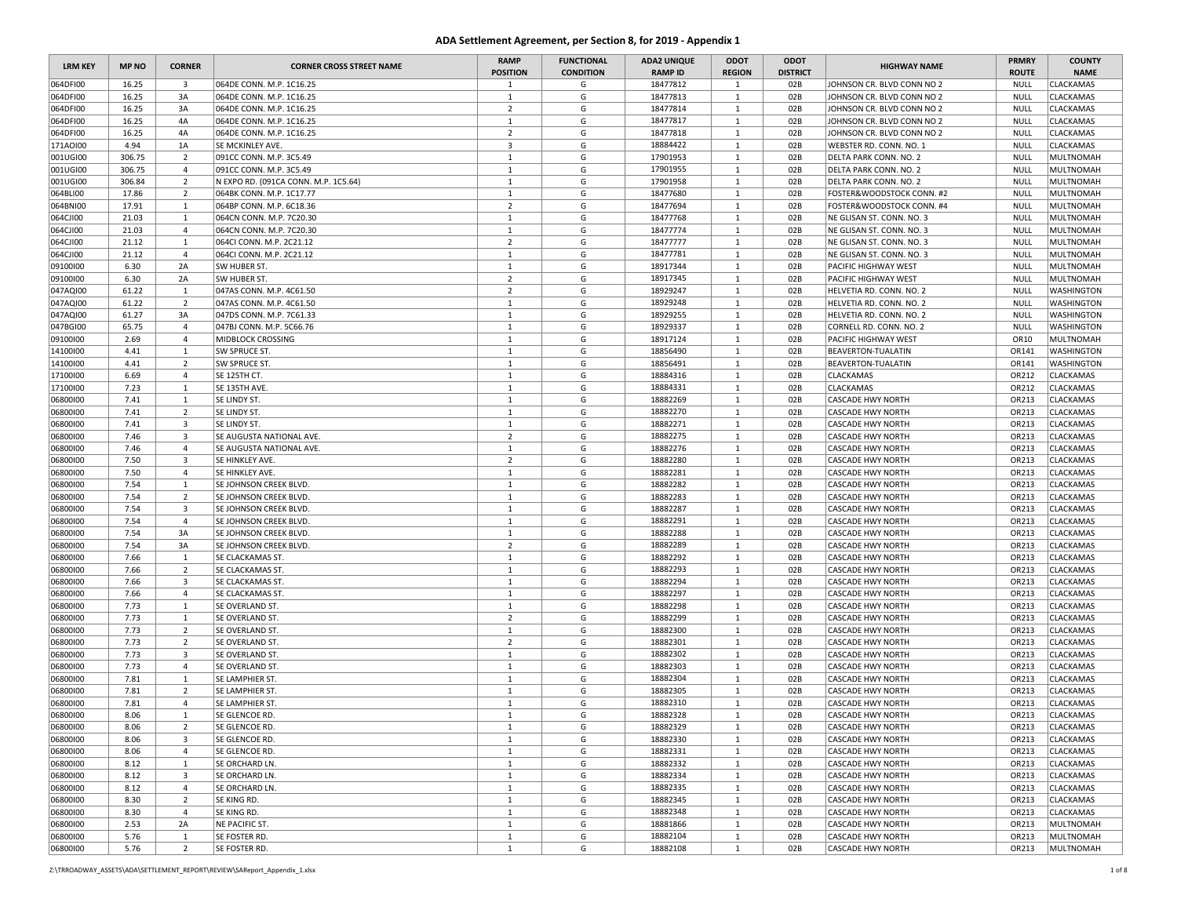# ADA Settlement Agreement, per Section 8, for 2019 - Appendix 1

| LRM KEY | MP NO | CORNER | CORNER CROSS STREET NAME | RAMP POSITION | FUNCTIONAL CONDITION | ADA2 UNIQUE RAMP ID | ODOT REGION | ODOT DISTRICT | HIGHWAY NAME | PRMRY ROUTE | COUNTY NAME |
|---|---|---|---|---|---|---|---|---|---|---|---|
| 064DFI00 | 16.25 | 3 | 064DE CONN. M.P. 1C16.25 | 1 | G | 18477812 | 1 | 02B | JOHNSON CR. BLVD CONN NO 2 | NULL | CLACKAMAS |
| 064DFI00 | 16.25 | 3A | 064DE CONN. M.P. 1C16.25 | 1 | G | 18477813 | 1 | 02B | JOHNSON CR. BLVD CONN NO 2 | NULL | CLACKAMAS |
| 064DFI00 | 16.25 | 3A | 064DE CONN. M.P. 1C16.25 | 2 | G | 18477814 | 1 | 02B | JOHNSON CR. BLVD CONN NO 2 | NULL | CLACKAMAS |
| 064DFI00 | 16.25 | 4A | 064DE CONN. M.P. 1C16.25 | 1 | G | 18477817 | 1 | 02B | JOHNSON CR. BLVD CONN NO 2 | NULL | CLACKAMAS |
| 064DFI00 | 16.25 | 4A | 064DE CONN. M.P. 1C16.25 | 2 | G | 18477818 | 1 | 02B | JOHNSON CR. BLVD CONN NO 2 | NULL | CLACKAMAS |
| 171AOI00 | 4.94 | 1A | SE MCKINLEY AVE. | 3 | G | 18884422 | 1 | 02B | WEBSTER RD. CONN. NO. 1 | NULL | CLACKAMAS |
| 001UGI00 | 306.75 | 2 | 091CC CONN. M.P. 3C5.49 | 1 | G | 17901953 | 1 | 02B | DELTA PARK CONN. NO. 2 | NULL | MULTNOMAH |
| 001UGI00 | 306.75 | 4 | 091CC CONN. M.P. 3C5.49 | 1 | G | 17901955 | 1 | 02B | DELTA PARK CONN. NO. 2 | NULL | MULTNOMAH |
| 001UGI00 | 306.84 | 2 | N EXPO RD. (091CA CONN. M.P. 1C5.64) | 1 | G | 17901958 | 1 | 02B | DELTA PARK CONN. NO. 2 | NULL | MULTNOMAH |
| 064BLI00 | 17.86 | 2 | 064BK CONN. M.P. 1C17.77 | 1 | G | 18477680 | 1 | 02B | FOSTER&WOODSTOCK CONN. #2 | NULL | MULTNOMAH |
| 064BNI00 | 17.91 | 1 | 064BP CONN. M.P. 6C18.36 | 2 | G | 18477694 | 1 | 02B | FOSTER&WOODSTOCK CONN. #4 | NULL | MULTNOMAH |
| 064CJI00 | 21.03 | 1 | 064CN CONN. M.P. 7C20.30 | 1 | G | 18477768 | 1 | 02B | NE GLISAN ST. CONN. NO. 3 | NULL | MULTNOMAH |
| 064CJI00 | 21.03 | 4 | 064CN CONN. M.P. 7C20.30 | 1 | G | 18477774 | 1 | 02B | NE GLISAN ST. CONN. NO. 3 | NULL | MULTNOMAH |
| 064CJI00 | 21.12 | 1 | 064CI CONN. M.P. 2C21.12 | 2 | G | 18477777 | 1 | 02B | NE GLISAN ST. CONN. NO. 3 | NULL | MULTNOMAH |
| 064CJI00 | 21.12 | 4 | 064CI CONN. M.P. 2C21.12 | 1 | G | 18477781 | 1 | 02B | NE GLISAN ST. CONN. NO. 3 | NULL | MULTNOMAH |
| 09100I00 | 6.30 | 2A | SW HUBER ST. | 1 | G | 18917344 | 1 | 02B | PACIFIC HIGHWAY WEST | NULL | MULTNOMAH |
| 09100I00 | 6.30 | 2A | SW HUBER ST. | 2 | G | 18917345 | 1 | 02B | PACIFIC HIGHWAY WEST | NULL | MULTNOMAH |
| 047AQI00 | 61.22 | 1 | 047AS CONN. M.P. 4C61.50 | 2 | G | 18929247 | 1 | 02B | HELVETIA RD. CONN. NO. 2 | NULL | WASHINGTON |
| 047AQI00 | 61.22 | 2 | 047AS CONN. M.P. 4C61.50 | 1 | G | 18929248 | 1 | 02B | HELVETIA RD. CONN. NO. 2 | NULL | WASHINGTON |
| 047AQI00 | 61.27 | 3A | 047DS CONN. M.P. 7C61.33 | 1 | G | 18929255 | 1 | 02B | HELVETIA RD. CONN. NO. 2 | NULL | WASHINGTON |
| 047BGI00 | 65.75 | 4 | 047BJ CONN. M.P. 5C66.76 | 1 | G | 18929337 | 1 | 02B | CORNELL RD. CONN. NO. 2 | NULL | WASHINGTON |
| 09100I00 | 2.69 | 4 | MIDBLOCK CROSSING | 1 | G | 18917124 | 1 | 02B | PACIFIC HIGHWAY WEST | OR10 | MULTNOMAH |
| 14100I00 | 4.41 | 1 | SW SPRUCE ST. | 1 | G | 18856490 | 1 | 02B | BEAVERTON-TUALATIN | OR141 | WASHINGTON |
| 14100I00 | 4.41 | 2 | SW SPRUCE ST. | 1 | G | 18856491 | 1 | 02B | BEAVERTON-TUALATIN | OR141 | WASHINGTON |
| 17100I00 | 6.69 | 4 | SE 125TH CT. | 1 | G | 18884316 | 1 | 02B | CLACKAMAS | OR212 | CLACKAMAS |
| 17100I00 | 7.23 | 1 | SE 135TH AVE. | 1 | G | 18884331 | 1 | 02B | CLACKAMAS | OR212 | CLACKAMAS |
| 06800I00 | 7.41 | 1 | SE LINDY ST. | 1 | G | 18882269 | 1 | 02B | CASCADE HWY NORTH | OR213 | CLACKAMAS |
| 06800I00 | 7.41 | 2 | SE LINDY ST. | 1 | G | 18882270 | 1 | 02B | CASCADE HWY NORTH | OR213 | CLACKAMAS |
| 06800I00 | 7.41 | 3 | SE LINDY ST. | 1 | G | 18882271 | 1 | 02B | CASCADE HWY NORTH | OR213 | CLACKAMAS |
| 06800I00 | 7.46 | 3 | SE AUGUSTA NATIONAL AVE. | 2 | G | 18882275 | 1 | 02B | CASCADE HWY NORTH | OR213 | CLACKAMAS |
| 06800I00 | 7.46 | 4 | SE AUGUSTA NATIONAL AVE. | 1 | G | 18882276 | 1 | 02B | CASCADE HWY NORTH | OR213 | CLACKAMAS |
| 06800I00 | 7.50 | 3 | SE HINKLEY AVE. | 2 | G | 18882280 | 1 | 02B | CASCADE HWY NORTH | OR213 | CLACKAMAS |
| 06800I00 | 7.50 | 4 | SE HINKLEY AVE. | 1 | G | 18882281 | 1 | 02B | CASCADE HWY NORTH | OR213 | CLACKAMAS |
| 06800I00 | 7.54 | 1 | SE JOHNSON CREEK BLVD. | 1 | G | 18882282 | 1 | 02B | CASCADE HWY NORTH | OR213 | CLACKAMAS |
| 06800I00 | 7.54 | 2 | SE JOHNSON CREEK BLVD. | 1 | G | 18882283 | 1 | 02B | CASCADE HWY NORTH | OR213 | CLACKAMAS |
| 06800I00 | 7.54 | 3 | SE JOHNSON CREEK BLVD. | 1 | G | 18882287 | 1 | 02B | CASCADE HWY NORTH | OR213 | CLACKAMAS |
| 06800I00 | 7.54 | 4 | SE JOHNSON CREEK BLVD. | 1 | G | 18882291 | 1 | 02B | CASCADE HWY NORTH | OR213 | CLACKAMAS |
| 06800I00 | 7.54 | 3A | SE JOHNSON CREEK BLVD. | 1 | G | 18882288 | 1 | 02B | CASCADE HWY NORTH | OR213 | CLACKAMAS |
| 06800I00 | 7.54 | 3A | SE JOHNSON CREEK BLVD. | 2 | G | 18882289 | 1 | 02B | CASCADE HWY NORTH | OR213 | CLACKAMAS |
| 06800I00 | 7.66 | 1 | SE CLACKAMAS ST. | 1 | G | 18882292 | 1 | 02B | CASCADE HWY NORTH | OR213 | CLACKAMAS |
| 06800I00 | 7.66 | 2 | SE CLACKAMAS ST. | 1 | G | 18882293 | 1 | 02B | CASCADE HWY NORTH | OR213 | CLACKAMAS |
| 06800I00 | 7.66 | 3 | SE CLACKAMAS ST. | 1 | G | 18882294 | 1 | 02B | CASCADE HWY NORTH | OR213 | CLACKAMAS |
| 06800I00 | 7.66 | 4 | SE CLACKAMAS ST. | 1 | G | 18882297 | 1 | 02B | CASCADE HWY NORTH | OR213 | CLACKAMAS |
| 06800I00 | 7.73 | 1 | SE OVERLAND ST. | 1 | G | 18882298 | 1 | 02B | CASCADE HWY NORTH | OR213 | CLACKAMAS |
| 06800I00 | 7.73 | 1 | SE OVERLAND ST. | 2 | G | 18882299 | 1 | 02B | CASCADE HWY NORTH | OR213 | CLACKAMAS |
| 06800I00 | 7.73 | 2 | SE OVERLAND ST. | 1 | G | 18882300 | 1 | 02B | CASCADE HWY NORTH | OR213 | CLACKAMAS |
| 06800I00 | 7.73 | 2 | SE OVERLAND ST. | 2 | G | 18882301 | 1 | 02B | CASCADE HWY NORTH | OR213 | CLACKAMAS |
| 06800I00 | 7.73 | 3 | SE OVERLAND ST. | 1 | G | 18882302 | 1 | 02B | CASCADE HWY NORTH | OR213 | CLACKAMAS |
| 06800I00 | 7.73 | 4 | SE OVERLAND ST. | 1 | G | 18882303 | 1 | 02B | CASCADE HWY NORTH | OR213 | CLACKAMAS |
| 06800I00 | 7.81 | 1 | SE LAMPHIER ST. | 1 | G | 18882304 | 1 | 02B | CASCADE HWY NORTH | OR213 | CLACKAMAS |
| 06800I00 | 7.81 | 2 | SE LAMPHIER ST. | 1 | G | 18882305 | 1 | 02B | CASCADE HWY NORTH | OR213 | CLACKAMAS |
| 06800I00 | 7.81 | 4 | SE LAMPHIER ST. | 1 | G | 18882310 | 1 | 02B | CASCADE HWY NORTH | OR213 | CLACKAMAS |
| 06800I00 | 8.06 | 1 | SE GLENCOE RD. | 1 | G | 18882328 | 1 | 02B | CASCADE HWY NORTH | OR213 | CLACKAMAS |
| 06800I00 | 8.06 | 2 | SE GLENCOE RD. | 1 | G | 18882329 | 1 | 02B | CASCADE HWY NORTH | OR213 | CLACKAMAS |
| 06800I00 | 8.06 | 3 | SE GLENCOE RD. | 1 | G | 18882330 | 1 | 02B | CASCADE HWY NORTH | OR213 | CLACKAMAS |
| 06800I00 | 8.06 | 4 | SE GLENCOE RD. | 1 | G | 18882331 | 1 | 02B | CASCADE HWY NORTH | OR213 | CLACKAMAS |
| 06800I00 | 8.12 | 1 | SE ORCHARD LN. | 1 | G | 18882332 | 1 | 02B | CASCADE HWY NORTH | OR213 | CLACKAMAS |
| 06800I00 | 8.12 | 3 | SE ORCHARD LN. | 1 | G | 18882334 | 1 | 02B | CASCADE HWY NORTH | OR213 | CLACKAMAS |
| 06800I00 | 8.12 | 4 | SE ORCHARD LN. | 1 | G | 18882335 | 1 | 02B | CASCADE HWY NORTH | OR213 | CLACKAMAS |
| 06800I00 | 8.30 | 2 | SE KING RD. | 1 | G | 18882345 | 1 | 02B | CASCADE HWY NORTH | OR213 | CLACKAMAS |
| 06800I00 | 8.30 | 4 | SE KING RD. | 1 | G | 18882348 | 1 | 02B | CASCADE HWY NORTH | OR213 | CLACKAMAS |
| 06800I00 | 2.53 | 2A | NE PACIFIC ST. | 1 | G | 18881866 | 1 | 02B | CASCADE HWY NORTH | OR213 | MULTNOMAH |
| 06800I00 | 5.76 | 1 | SE FOSTER RD. | 1 | G | 18882104 | 1 | 02B | CASCADE HWY NORTH | OR213 | MULTNOMAH |
| 06800I00 | 5.76 | 2 | SE FOSTER RD. | 1 | G | 18882108 | 1 | 02B | CASCADE HWY NORTH | OR213 | MULTNOMAH |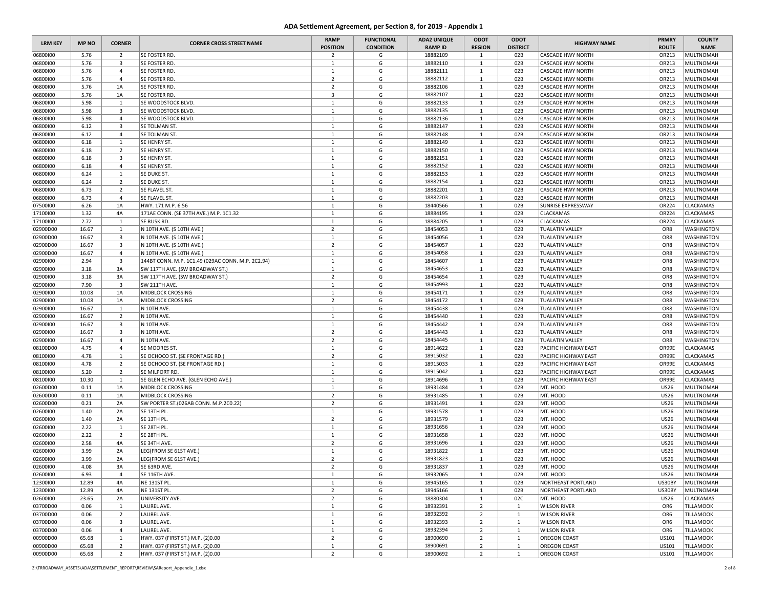# ADA Settlement Agreement, per Section 8, for 2019 - Appendix 1

| LRM KEY | MP NO | CORNER | CORNER CROSS STREET NAME | RAMP POSITION | FUNCTIONAL CONDITION | ADA2 UNIQUE RAMP ID | ODOT REGION | ODOT DISTRICT | HIGHWAY NAME | PRMRY ROUTE | COUNTY NAME |
|---|---|---|---|---|---|---|---|---|---|---|---|
| 06800I00 | 5.76 | 2 | SE FOSTER RD. | 2 | G | 18882109 | 1 | 02B | CASCADE HWY NORTH | OR213 | MULTNOMAH |
| 06800I00 | 5.76 | 3 | SE FOSTER RD. | 1 | G | 18882110 | 1 | 02B | CASCADE HWY NORTH | OR213 | MULTNOMAH |
| 06800I00 | 5.76 | 4 | SE FOSTER RD. | 1 | G | 18882111 | 1 | 02B | CASCADE HWY NORTH | OR213 | MULTNOMAH |
| 06800I00 | 5.76 | 4 | SE FOSTER RD. | 2 | G | 18882112 | 1 | 02B | CASCADE HWY NORTH | OR213 | MULTNOMAH |
| 06800I00 | 5.76 | 1A | SE FOSTER RD. | 2 | G | 18882106 | 1 | 02B | CASCADE HWY NORTH | OR213 | MULTNOMAH |
| 06800I00 | 5.76 | 1A | SE FOSTER RD. | 3 | G | 18882107 | 1 | 02B | CASCADE HWY NORTH | OR213 | MULTNOMAH |
| 06800I00 | 5.98 | 1 | SE WOODSTOCK BLVD. | 1 | G | 18882133 | 1 | 02B | CASCADE HWY NORTH | OR213 | MULTNOMAH |
| 06800I00 | 5.98 | 3 | SE WOODSTOCK BLVD. | 1 | G | 18882135 | 1 | 02B | CASCADE HWY NORTH | OR213 | MULTNOMAH |
| 06800I00 | 5.98 | 4 | SE WOODSTOCK BLVD. | 1 | G | 18882136 | 1 | 02B | CASCADE HWY NORTH | OR213 | MULTNOMAH |
| 06800I00 | 6.12 | 3 | SE TOLMAN ST. | 1 | G | 18882147 | 1 | 02B | CASCADE HWY NORTH | OR213 | MULTNOMAH |
| 06800I00 | 6.12 | 4 | SE TOLMAN ST. | 1 | G | 18882148 | 1 | 02B | CASCADE HWY NORTH | OR213 | MULTNOMAH |
| 06800I00 | 6.18 | 1 | SE HENRY ST. | 1 | G | 18882149 | 1 | 02B | CASCADE HWY NORTH | OR213 | MULTNOMAH |
| 06800I00 | 6.18 | 2 | SE HENRY ST. | 1 | G | 18882150 | 1 | 02B | CASCADE HWY NORTH | OR213 | MULTNOMAH |
| 06800I00 | 6.18 | 3 | SE HENRY ST. | 1 | G | 18882151 | 1 | 02B | CASCADE HWY NORTH | OR213 | MULTNOMAH |
| 06800I00 | 6.18 | 4 | SE HENRY ST. | 1 | G | 18882152 | 1 | 02B | CASCADE HWY NORTH | OR213 | MULTNOMAH |
| 06800I00 | 6.24 | 1 | SE DUKE ST. | 1 | G | 18882153 | 1 | 02B | CASCADE HWY NORTH | OR213 | MULTNOMAH |
| 06800I00 | 6.24 | 2 | SE DUKE ST. | 1 | G | 18882154 | 1 | 02B | CASCADE HWY NORTH | OR213 | MULTNOMAH |
| 06800I00 | 6.73 | 2 | SE FLAVEL ST. | 1 | G | 18882201 | 1 | 02B | CASCADE HWY NORTH | OR213 | MULTNOMAH |
| 06800I00 | 6.73 | 4 | SE FLAVEL ST. | 1 | G | 18882203 | 1 | 02B | CASCADE HWY NORTH | OR213 | MULTNOMAH |
| 07500I00 | 6.26 | 1A | HWY. 171 M.P. 6.56 | 1 | G | 18440566 | 1 | 02B | SUNRISE EXPRESSWAY | OR224 | CLACKAMAS |
| 17100I00 | 1.32 | 4A | 171AE CONN. (SE 37TH AVE.) M.P. 1C1.32 | 1 | G | 18884195 | 1 | 02B | CLACKAMAS | OR224 | CLACKAMAS |
| 17100I00 | 2.72 | 1 | SE RUSK RD. | 1 | G | 18884205 | 1 | 02B | CLACKAMAS | OR224 | CLACKAMAS |
| 02900D00 | 16.67 | 1 | N 10TH AVE. (S 10TH AVE.) | 2 | G | 18454053 | 1 | 02B | TUALATIN VALLEY | OR8 | WASHINGTON |
| 02900D00 | 16.67 | 3 | N 10TH AVE. (S 10TH AVE.) | 1 | G | 18454056 | 1 | 02B | TUALATIN VALLEY | OR8 | WASHINGTON |
| 02900D00 | 16.67 | 3 | N 10TH AVE. (S 10TH AVE.) | 2 | G | 18454057 | 1 | 02B | TUALATIN VALLEY | OR8 | WASHINGTON |
| 02900D00 | 16.67 | 4 | N 10TH AVE. (S 10TH AVE.) | 1 | G | 18454058 | 1 | 02B | TUALATIN VALLEY | OR8 | WASHINGTON |
| 02900I00 | 2.94 | 3 | 144BT CONN. M.P. 1C1.49 (029AC CONN. M.P. 2C2.94) | 1 | G | 18454607 | 1 | 02B | TUALATIN VALLEY | OR8 | WASHINGTON |
| 02900I00 | 3.18 | 3A | SW 117TH AVE. (SW BROADWAY ST.) | 1 | G | 18454653 | 1 | 02B | TUALATIN VALLEY | OR8 | WASHINGTON |
| 02900I00 | 3.18 | 3A | SW 117TH AVE. (SW BROADWAY ST.) | 2 | G | 18454654 | 1 | 02B | TUALATIN VALLEY | OR8 | WASHINGTON |
| 02900I00 | 7.90 | 3 | SW 211TH AVE. | 1 | G | 18454993 | 1 | 02B | TUALATIN VALLEY | OR8 | WASHINGTON |
| 02900I00 | 10.08 | 1A | MIDBLOCK CROSSING | 1 | G | 18454171 | 1 | 02B | TUALATIN VALLEY | OR8 | WASHINGTON |
| 02900I00 | 10.08 | 1A | MIDBLOCK CROSSING | 2 | G | 18454172 | 1 | 02B | TUALATIN VALLEY | OR8 | WASHINGTON |
| 02900I00 | 16.67 | 1 | N 10TH AVE. | 1 | G | 18454438 | 1 | 02B | TUALATIN VALLEY | OR8 | WASHINGTON |
| 02900I00 | 16.67 | 2 | N 10TH AVE. | 1 | G | 18454440 | 1 | 02B | TUALATIN VALLEY | OR8 | WASHINGTON |
| 02900I00 | 16.67 | 3 | N 10TH AVE. | 1 | G | 18454442 | 1 | 02B | TUALATIN VALLEY | OR8 | WASHINGTON |
| 02900I00 | 16.67 | 3 | N 10TH AVE. | 2 | G | 18454443 | 1 | 02B | TUALATIN VALLEY | OR8 | WASHINGTON |
| 02900I00 | 16.67 | 4 | N 10TH AVE. | 2 | G | 18454445 | 1 | 02B | TUALATIN VALLEY | OR8 | WASHINGTON |
| 08100D00 | 4.75 | 4 | SE MOORES ST. | 1 | G | 18914622 | 1 | 02B | PACIFIC HIGHWAY EAST | OR99E | CLACKAMAS |
| 08100I00 | 4.78 | 1 | SE OCHOCO ST. (SE FRONTAGE RD.) | 2 | G | 18915032 | 1 | 02B | PACIFIC HIGHWAY EAST | OR99E | CLACKAMAS |
| 08100I00 | 4.78 | 2 | SE OCHOCO ST. (SE FRONTAGE RD.) | 1 | G | 18915033 | 1 | 02B | PACIFIC HIGHWAY EAST | OR99E | CLACKAMAS |
| 08100I00 | 5.20 | 2 | SE MILPORT RD. | 1 | G | 18915042 | 1 | 02B | PACIFIC HIGHWAY EAST | OR99E | CLACKAMAS |
| 08100I00 | 10.30 | 1 | SE GLEN ECHO AVE. (GLEN ECHO AVE.) | 1 | G | 18914696 | 1 | 02B | PACIFIC HIGHWAY EAST | OR99E | CLACKAMAS |
| 02600D00 | 0.11 | 1A | MIDBLOCK CROSSING | 1 | G | 18931484 | 1 | 02B | MT. HOOD | US26 | MULTNOMAH |
| 02600D00 | 0.11 | 1A | MIDBLOCK CROSSING | 2 | G | 18931485 | 1 | 02B | MT. HOOD | US26 | MULTNOMAH |
| 02600D00 | 0.21 | 2A | SW PORTER ST.(026AB CONN. M.P.2C0.22) | 2 | G | 18931491 | 1 | 02B | MT. HOOD | US26 | MULTNOMAH |
| 02600I00 | 1.40 | 2A | SE 13TH PL. | 1 | G | 18931578 | 1 | 02B | MT. HOOD | US26 | MULTNOMAH |
| 02600I00 | 1.40 | 2A | SE 13TH PL. | 2 | G | 18931579 | 1 | 02B | MT. HOOD | US26 | MULTNOMAH |
| 02600I00 | 2.22 | 1 | SE 28TH PL. | 1 | G | 18931656 | 1 | 02B | MT. HOOD | US26 | MULTNOMAH |
| 02600I00 | 2.22 | 2 | SE 28TH PL. | 1 | G | 18931658 | 1 | 02B | MT. HOOD | US26 | MULTNOMAH |
| 02600I00 | 2.58 | 4A | SE 34TH AVE. | 2 | G | 18931696 | 1 | 02B | MT. HOOD | US26 | MULTNOMAH |
| 02600I00 | 3.99 | 2A | LEG(FROM SE 61ST AVE.) | 1 | G | 18931822 | 1 | 02B | MT. HOOD | US26 | MULTNOMAH |
| 02600I00 | 3.99 | 2A | LEG(FROM SE 61ST AVE.) | 2 | G | 18931823 | 1 | 02B | MT. HOOD | US26 | MULTNOMAH |
| 02600I00 | 4.08 | 3A | SE 63RD AVE. | 2 | G | 18931837 | 1 | 02B | MT. HOOD | US26 | MULTNOMAH |
| 02600I00 | 6.93 | 4 | SE 116TH AVE. | 1 | G | 18932065 | 1 | 02B | MT. HOOD | US26 | MULTNOMAH |
| 12300I00 | 12.89 | 4A | NE 131ST PL. | 1 | G | 18945165 | 1 | 02B | NORTHEAST PORTLAND | US30BY | MULTNOMAH |
| 12300I00 | 12.89 | 4A | NE 131ST PL. | 2 | G | 18945166 | 1 | 02B | NORTHEAST PORTLAND | US30BY | MULTNOMAH |
| 02600I00 | 23.65 | 2A | UNIVERSITY AVE. | 2 | G | 18880304 | 1 | 02C | MT. HOOD | US26 | CLACKAMAS |
| 03700D00 | 0.06 | 1 | LAUREL AVE. | 1 | G | 18932391 | 2 | 1 | WILSON RIVER | OR6 | TILLAMOOK |
| 03700D00 | 0.06 | 2 | LAUREL AVE. | 1 | G | 18932392 | 2 | 1 | WILSON RIVER | OR6 | TILLAMOOK |
| 03700D00 | 0.06 | 3 | LAUREL AVE. | 1 | G | 18932393 | 2 | 1 | WILSON RIVER | OR6 | TILLAMOOK |
| 03700D00 | 0.06 | 4 | LAUREL AVE. | 1 | G | 18932394 | 2 | 1 | WILSON RIVER | OR6 | TILLAMOOK |
| 00900D00 | 65.68 | 1 | HWY. 037 (FIRST ST.) M.P. (2)0.00 | 2 | G | 18900690 | 2 | 1 | OREGON COAST | US101 | TILLAMOOK |
| 00900D00 | 65.68 | 2 | HWY. 037 (FIRST ST.) M.P. (2)0.00 | 1 | G | 18900691 | 2 | 1 | OREGON COAST | US101 | TILLAMOOK |
| 00900D00 | 65.68 | 2 | HWY. 037 (FIRST ST.) M.P. (2)0.00 | 2 | G | 18900692 | 2 | 1 | OREGON COAST | US101 | TILLAMOOK |

Z:\TRROADWAY_ASSETS\ADA\SETTLEMENT_REPORT\REVIEW\SAReport_Appendix_1.xlsx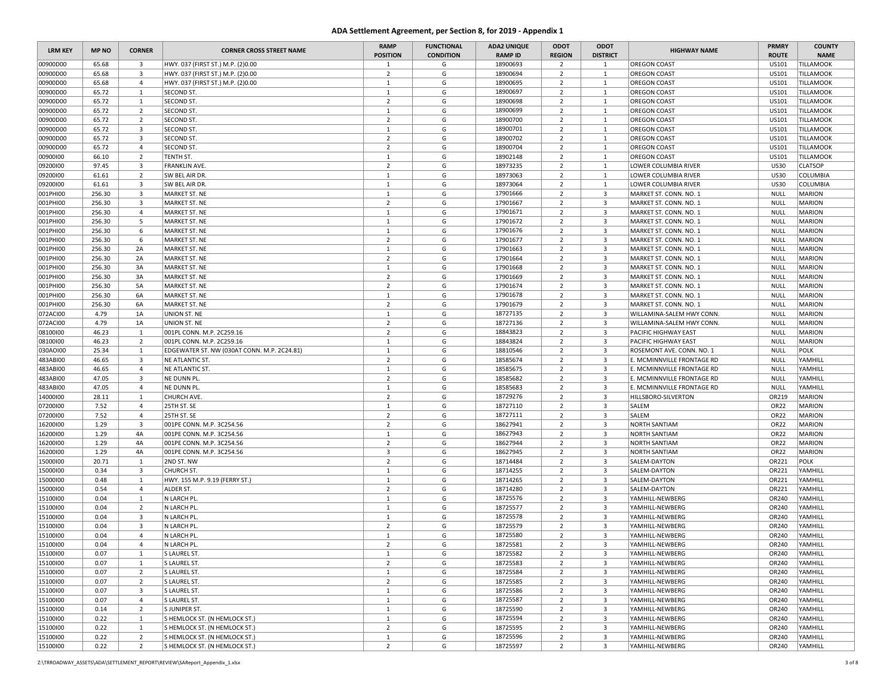# ADA Settlement Agreement, per Section 8, for 2019 - Appendix 1

| LRM KEY | MP NO | CORNER | CORNER CROSS STREET NAME | RAMP POSITION | FUNCTIONAL CONDITION | ADA2 UNIQUE RAMP ID | ODOT REGION | ODOT DISTRICT | HIGHWAY NAME | PRMRY ROUTE | COUNTY NAME |
|---|---|---|---|---|---|---|---|---|---|---|---|
| 00900D00 | 65.68 | 3 | HWY. 037 (FIRST ST.) M.P. (2)0.00 | 1 | G | 18900693 | 2 | 1 | OREGON COAST | US101 | TILLAMOOK |
| 00900D00 | 65.68 | 3 | HWY. 037 (FIRST ST.) M.P. (2)0.00 | 2 | G | 18900694 | 2 | 1 | OREGON COAST | US101 | TILLAMOOK |
| 00900D00 | 65.68 | 4 | HWY. 037 (FIRST ST.) M.P. (2)0.00 | 1 | G | 18900695 | 2 | 1 | OREGON COAST | US101 | TILLAMOOK |
| 00900D00 | 65.72 | 1 | SECOND ST. | 1 | G | 18900697 | 2 | 1 | OREGON COAST | US101 | TILLAMOOK |
| 00900D00 | 65.72 | 1 | SECOND ST. | 2 | G | 18900698 | 2 | 1 | OREGON COAST | US101 | TILLAMOOK |
| 00900D00 | 65.72 | 2 | SECOND ST. | 1 | G | 18900699 | 2 | 1 | OREGON COAST | US101 | TILLAMOOK |
| 00900D00 | 65.72 | 2 | SECOND ST. | 2 | G | 18900700 | 2 | 1 | OREGON COAST | US101 | TILLAMOOK |
| 00900D00 | 65.72 | 3 | SECOND ST. | 1 | G | 18900701 | 2 | 1 | OREGON COAST | US101 | TILLAMOOK |
| 00900D00 | 65.72 | 3 | SECOND ST. | 2 | G | 18900702 | 2 | 1 | OREGON COAST | US101 | TILLAMOOK |
| 00900D00 | 65.72 | 4 | SECOND ST. | 2 | G | 18900704 | 2 | 1 | OREGON COAST | US101 | TILLAMOOK |
| 00900I00 | 66.10 | 2 | TENTH ST. | 1 | G | 18902148 | 2 | 1 | OREGON COAST | US101 | TILLAMOOK |
| 09200I00 | 97.45 | 3 | FRANKLIN AVE. | 2 | G | 18973235 | 2 | 1 | LOWER COLUMBIA RIVER | US30 | CLATSOP |
| 09200I00 | 61.61 | 2 | SW BEL AIR DR. | 1 | G | 18973063 | 2 | 1 | LOWER COLUMBIA RIVER | US30 | COLUMBIA |
| 09200I00 | 61.61 | 3 | SW BEL AIR DR. | 1 | G | 18973064 | 2 | 1 | LOWER COLUMBIA RIVER | US30 | COLUMBIA |
| 001PHI00 | 256.30 | 3 | MARKET ST. NE | 1 | G | 17901666 | 2 | 3 | MARKET ST. CONN. NO. 1 | NULL | MARION |
| 001PHI00 | 256.30 | 3 | MARKET ST. NE | 2 | G | 17901667 | 2 | 3 | MARKET ST. CONN. NO. 1 | NULL | MARION |
| 001PHI00 | 256.30 | 4 | MARKET ST. NE | 1 | G | 17901671 | 2 | 3 | MARKET ST. CONN. NO. 1 | NULL | MARION |
| 001PHI00 | 256.30 | 5 | MARKET ST. NE | 1 | G | 17901672 | 2 | 3 | MARKET ST. CONN. NO. 1 | NULL | MARION |
| 001PHI00 | 256.30 | 6 | MARKET ST. NE | 1 | G | 17901676 | 2 | 3 | MARKET ST. CONN. NO. 1 | NULL | MARION |
| 001PHI00 | 256.30 | 6 | MARKET ST. NE | 2 | G | 17901677 | 2 | 3 | MARKET ST. CONN. NO. 1 | NULL | MARION |
| 001PHI00 | 256.30 | 2A | MARKET ST. NE | 1 | G | 17901663 | 2 | 3 | MARKET ST. CONN. NO. 1 | NULL | MARION |
| 001PHI00 | 256.30 | 2A | MARKET ST. NE | 2 | G | 17901664 | 2 | 3 | MARKET ST. CONN. NO. 1 | NULL | MARION |
| 001PHI00 | 256.30 | 3A | MARKET ST. NE | 1 | G | 17901668 | 2 | 3 | MARKET ST. CONN. NO. 1 | NULL | MARION |
| 001PHI00 | 256.30 | 3A | MARKET ST. NE | 2 | G | 17901669 | 2 | 3 | MARKET ST. CONN. NO. 1 | NULL | MARION |
| 001PHI00 | 256.30 | 5A | MARKET ST. NE | 2 | G | 17901674 | 2 | 3 | MARKET ST. CONN. NO. 1 | NULL | MARION |
| 001PHI00 | 256.30 | 6A | MARKET ST. NE | 1 | G | 17901678 | 2 | 3 | MARKET ST. CONN. NO. 1 | NULL | MARION |
| 001PHI00 | 256.30 | 6A | MARKET ST. NE | 2 | G | 17901679 | 2 | 3 | MARKET ST. CONN. NO. 1 | NULL | MARION |
| 072ACI00 | 4.79 | 1A | UNION ST. NE | 1 | G | 18727135 | 2 | 3 | WILLAMINA-SALEM HWY CONN. | NULL | MARION |
| 072ACI00 | 4.79 | 1A | UNION ST. NE | 2 | G | 18727136 | 2 | 3 | WILLAMINA-SALEM HWY CONN. | NULL | MARION |
| 08100I00 | 46.23 | 1 | 001PL CONN. M.P. 2C259.16 | 2 | G | 18843823 | 2 | 3 | PACIFIC HIGHWAY EAST | NULL | MARION |
| 08100I00 | 46.23 | 2 | 001PL CONN. M.P. 2C259.16 | 1 | G | 18843824 | 2 | 3 | PACIFIC HIGHWAY EAST | NULL | MARION |
| 030AOI00 | 25.34 | 1 | EDGEWATER ST. NW (030AT CONN. M.P. 2C24.81) | 1 | G | 18810546 | 2 | 3 | ROSEMONT AVE. CONN. NO. 1 | NULL | POLK |
| 483ABI00 | 46.65 | 3 | NE ATLANTIC ST. | 2 | G | 18585674 | 2 | 3 | E. MCMINNVILLE FRONTAGE RD | NULL | YAMHILL |
| 483ABI00 | 46.65 | 4 | NE ATLANTIC ST. | 1 | G | 18585675 | 2 | 3 | E. MCMINNVILLE FRONTAGE RD | NULL | YAMHILL |
| 483ABI00 | 47.05 | 3 | NE DUNN PL. | 2 | G | 18585682 | 2 | 3 | E. MCMINNVILLE FRONTAGE RD | NULL | YAMHILL |
| 483ABI00 | 47.05 | 4 | NE DUNN PL. | 1 | G | 18585683 | 2 | 3 | E. MCMINNVILLE FRONTAGE RD | NULL | YAMHILL |
| 14000I00 | 28.11 | 1 | CHURCH AVE. | 2 | G | 18729276 | 2 | 3 | HILLSBORO-SILVERTON | OR219 | MARION |
| 07200I00 | 7.52 | 4 | 25TH ST. SE | 1 | G | 18727110 | 2 | 3 | SALEM | OR22 | MARION |
| 07200I00 | 7.52 | 4 | 25TH ST. SE | 2 | G | 18727111 | 2 | 3 | SALEM | OR22 | MARION |
| 16200I00 | 1.29 | 3 | 001PE CONN. M.P. 3C254.56 | 2 | G | 18627941 | 2 | 3 | NORTH SANTIAM | OR22 | MARION |
| 16200I00 | 1.29 | 4A | 001PE CONN. M.P. 3C254.56 | 1 | G | 18627943 | 2 | 3 | NORTH SANTIAM | OR22 | MARION |
| 16200I00 | 1.29 | 4A | 001PE CONN. M.P. 3C254.56 | 2 | G | 18627944 | 2 | 3 | NORTH SANTIAM | OR22 | MARION |
| 16200I00 | 1.29 | 4A | 001PE CONN. M.P. 3C254.56 | 3 | G | 18627945 | 2 | 3 | NORTH SANTIAM | OR22 | MARION |
| 15000I00 | 20.71 | 1 | 2ND ST. NW | 2 | G | 18714484 | 2 | 3 | SALEM-DAYTON | OR221 | POLK |
| 15000I00 | 0.34 | 3 | CHURCH ST. | 1 | G | 18714255 | 2 | 3 | SALEM-DAYTON | OR221 | YAMHILL |
| 15000I00 | 0.48 | 1 | HWY. 155 M.P. 9.19 (FERRY ST.) | 1 | G | 18714265 | 2 | 3 | SALEM-DAYTON | OR221 | YAMHILL |
| 15000I00 | 0.54 | 4 | ALDER ST. | 2 | G | 18714280 | 2 | 3 | SALEM-DAYTON | OR221 | YAMHILL |
| 15100I00 | 0.04 | 1 | N LARCH PL. | 1 | G | 18725576 | 2 | 3 | YAMHILL-NEWBERG | OR240 | YAMHILL |
| 15100I00 | 0.04 | 2 | N LARCH PL. | 1 | G | 18725577 | 2 | 3 | YAMHILL-NEWBERG | OR240 | YAMHILL |
| 15100I00 | 0.04 | 3 | N LARCH PL. | 1 | G | 18725578 | 2 | 3 | YAMHILL-NEWBERG | OR240 | YAMHILL |
| 15100I00 | 0.04 | 3 | N LARCH PL. | 2 | G | 18725579 | 2 | 3 | YAMHILL-NEWBERG | OR240 | YAMHILL |
| 15100I00 | 0.04 | 4 | N LARCH PL. | 1 | G | 18725580 | 2 | 3 | YAMHILL-NEWBERG | OR240 | YAMHILL |
| 15100I00 | 0.04 | 4 | N LARCH PL. | 2 | G | 18725581 | 2 | 3 | YAMHILL-NEWBERG | OR240 | YAMHILL |
| 15100I00 | 0.07 | 1 | S LAUREL ST. | 1 | G | 18725582 | 2 | 3 | YAMHILL-NEWBERG | OR240 | YAMHILL |
| 15100I00 | 0.07 | 1 | S LAUREL ST. | 2 | G | 18725583 | 2 | 3 | YAMHILL-NEWBERG | OR240 | YAMHILL |
| 15100I00 | 0.07 | 2 | S LAUREL ST. | 1 | G | 18725584 | 2 | 3 | YAMHILL-NEWBERG | OR240 | YAMHILL |
| 15100I00 | 0.07 | 2 | S LAUREL ST. | 2 | G | 18725585 | 2 | 3 | YAMHILL-NEWBERG | OR240 | YAMHILL |
| 15100I00 | 0.07 | 3 | S LAUREL ST. | 1 | G | 18725586 | 2 | 3 | YAMHILL-NEWBERG | OR240 | YAMHILL |
| 15100I00 | 0.07 | 4 | S LAUREL ST. | 1 | G | 18725587 | 2 | 3 | YAMHILL-NEWBERG | OR240 | YAMHILL |
| 15100I00 | 0.14 | 2 | S JUNIPER ST. | 1 | G | 18725590 | 2 | 3 | YAMHILL-NEWBERG | OR240 | YAMHILL |
| 15100I00 | 0.22 | 1 | S HEMLOCK ST. (N HEMLOCK ST.) | 1 | G | 18725594 | 2 | 3 | YAMHILL-NEWBERG | OR240 | YAMHILL |
| 15100I00 | 0.22 | 1 | S HEMLOCK ST. (N HEMLOCK ST.) | 2 | G | 18725595 | 2 | 3 | YAMHILL-NEWBERG | OR240 | YAMHILL |
| 15100I00 | 0.22 | 2 | S HEMLOCK ST. (N HEMLOCK ST.) | 1 | G | 18725596 | 2 | 3 | YAMHILL-NEWBERG | OR240 | YAMHILL |
| 15100I00 | 0.22 | 2 | S HEMLOCK ST. (N HEMLOCK ST.) | 2 | G | 18725597 | 2 | 3 | YAMHILL-NEWBERG | OR240 | YAMHILL |

Z:\TRROADWAY_ASSETS\ADA\SETTLEMENT_REPORT\REVIEW\SAReport_Appendix_1.xlsx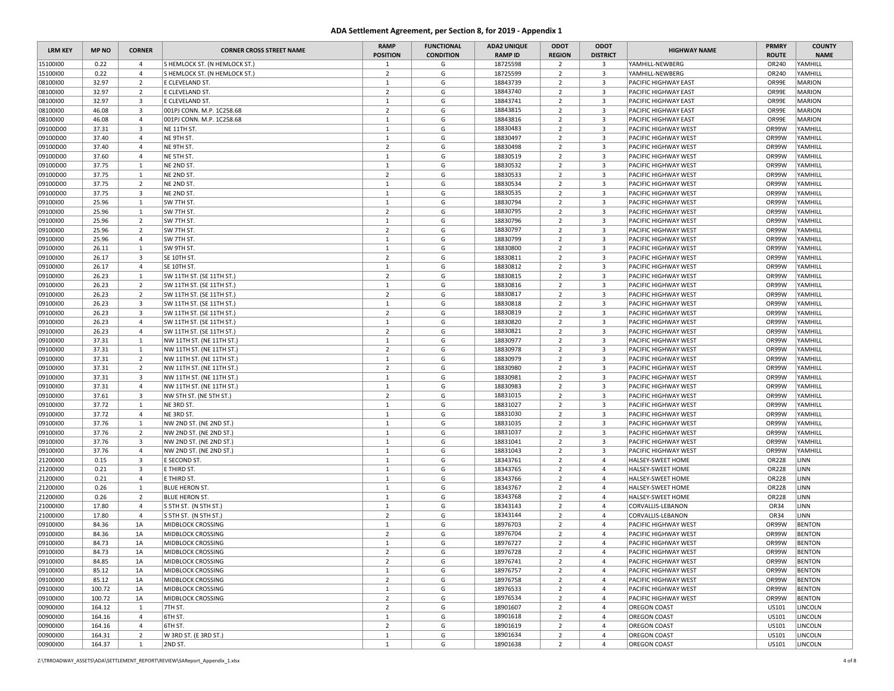# ADA Settlement Agreement, per Section 8, for 2019 - Appendix 1

| LRM KEY | MP NO | CORNER | CORNER CROSS STREET NAME | RAMP POSITION | FUNCTIONAL CONDITION | ADA2 UNIQUE RAMP ID | ODOT REGION | ODOT DISTRICT | HIGHWAY NAME | PRMRY ROUTE | COUNTY NAME |
|---|---|---|---|---|---|---|---|---|---|---|---|
| 15100I00 | 0.22 | 4 | S HEMLOCK ST. (N HEMLOCK ST.) | 1 | G | 18725598 | 2 | 3 | YAMHILL-NEWBERG | OR240 | YAMHILL |
| 15100I00 | 0.22 | 4 | S HEMLOCK ST. (N HEMLOCK ST.) | 2 | G | 18725599 | 2 | 3 | YAMHILL-NEWBERG | OR240 | YAMHILL |
| 08100I00 | 32.97 | 2 | E CLEVELAND ST. | 1 | G | 18843739 | 2 | 3 | PACIFIC HIGHWAY EAST | OR99E | MARION |
| 08100I00 | 32.97 | 2 | E CLEVELAND ST. | 2 | G | 18843740 | 2 | 3 | PACIFIC HIGHWAY EAST | OR99E | MARION |
| 08100I00 | 32.97 | 3 | E CLEVELAND ST. | 1 | G | 18843741 | 2 | 3 | PACIFIC HIGHWAY EAST | OR99E | MARION |
| 08100I00 | 46.08 | 3 | 001PJ CONN. M.P. 1C258.68 | 2 | G | 18843815 | 2 | 3 | PACIFIC HIGHWAY EAST | OR99E | MARION |
| 08100I00 | 46.08 | 4 | 001PJ CONN. M.P. 1C258.68 | 1 | G | 18843816 | 2 | 3 | PACIFIC HIGHWAY EAST | OR99E | MARION |
| 09100D00 | 37.31 | 3 | NE 11TH ST. | 1 | G | 18830483 | 2 | 3 | PACIFIC HIGHWAY WEST | OR99W | YAMHILL |
| 09100D00 | 37.40 | 4 | NE 9TH ST. | 1 | G | 18830497 | 2 | 3 | PACIFIC HIGHWAY WEST | OR99W | YAMHILL |
| 09100D00 | 37.40 | 4 | NE 9TH ST. | 2 | G | 18830498 | 2 | 3 | PACIFIC HIGHWAY WEST | OR99W | YAMHILL |
| 09100D00 | 37.60 | 4 | NE 5TH ST. | 1 | G | 18830519 | 2 | 3 | PACIFIC HIGHWAY WEST | OR99W | YAMHILL |
| 09100D00 | 37.75 | 1 | NE 2ND ST. | 1 | G | 18830532 | 2 | 3 | PACIFIC HIGHWAY WEST | OR99W | YAMHILL |
| 09100D00 | 37.75 | 1 | NE 2ND ST. | 2 | G | 18830533 | 2 | 3 | PACIFIC HIGHWAY WEST | OR99W | YAMHILL |
| 09100D00 | 37.75 | 2 | NE 2ND ST. | 1 | G | 18830534 | 2 | 3 | PACIFIC HIGHWAY WEST | OR99W | YAMHILL |
| 09100D00 | 37.75 | 3 | NE 2ND ST. | 1 | G | 18830535 | 2 | 3 | PACIFIC HIGHWAY WEST | OR99W | YAMHILL |
| 09100I00 | 25.96 | 1 | SW 7TH ST. | 1 | G | 18830794 | 2 | 3 | PACIFIC HIGHWAY WEST | OR99W | YAMHILL |
| 09100I00 | 25.96 | 1 | SW 7TH ST. | 2 | G | 18830795 | 2 | 3 | PACIFIC HIGHWAY WEST | OR99W | YAMHILL |
| 09100I00 | 25.96 | 2 | SW 7TH ST. | 1 | G | 18830796 | 2 | 3 | PACIFIC HIGHWAY WEST | OR99W | YAMHILL |
| 09100I00 | 25.96 | 2 | SW 7TH ST. | 2 | G | 18830797 | 2 | 3 | PACIFIC HIGHWAY WEST | OR99W | YAMHILL |
| 09100I00 | 25.96 | 4 | SW 7TH ST. | 1 | G | 18830799 | 2 | 3 | PACIFIC HIGHWAY WEST | OR99W | YAMHILL |
| 09100I00 | 26.11 | 1 | SW 9TH ST. | 1 | G | 18830800 | 2 | 3 | PACIFIC HIGHWAY WEST | OR99W | YAMHILL |
| 09100I00 | 26.17 | 3 | SE 10TH ST. | 2 | G | 18830811 | 2 | 3 | PACIFIC HIGHWAY WEST | OR99W | YAMHILL |
| 09100I00 | 26.17 | 4 | SE 10TH ST. | 1 | G | 18830812 | 2 | 3 | PACIFIC HIGHWAY WEST | OR99W | YAMHILL |
| 09100I00 | 26.23 | 1 | SW 11TH ST. (SE 11TH ST.) | 2 | G | 18830815 | 2 | 3 | PACIFIC HIGHWAY WEST | OR99W | YAMHILL |
| 09100I00 | 26.23 | 2 | SW 11TH ST. (SE 11TH ST.) | 1 | G | 18830816 | 2 | 3 | PACIFIC HIGHWAY WEST | OR99W | YAMHILL |
| 09100I00 | 26.23 | 2 | SW 11TH ST. (SE 11TH ST.) | 2 | G | 18830817 | 2 | 3 | PACIFIC HIGHWAY WEST | OR99W | YAMHILL |
| 09100I00 | 26.23 | 3 | SW 11TH ST. (SE 11TH ST.) | 1 | G | 18830818 | 2 | 3 | PACIFIC HIGHWAY WEST | OR99W | YAMHILL |
| 09100I00 | 26.23 | 3 | SW 11TH ST. (SE 11TH ST.) | 2 | G | 18830819 | 2 | 3 | PACIFIC HIGHWAY WEST | OR99W | YAMHILL |
| 09100I00 | 26.23 | 4 | SW 11TH ST. (SE 11TH ST.) | 1 | G | 18830820 | 2 | 3 | PACIFIC HIGHWAY WEST | OR99W | YAMHILL |
| 09100I00 | 26.23 | 4 | SW 11TH ST. (SE 11TH ST.) | 2 | G | 18830821 | 2 | 3 | PACIFIC HIGHWAY WEST | OR99W | YAMHILL |
| 09100I00 | 37.31 | 1 | NW 11TH ST. (NE 11TH ST.) | 1 | G | 18830977 | 2 | 3 | PACIFIC HIGHWAY WEST | OR99W | YAMHILL |
| 09100I00 | 37.31 | 1 | NW 11TH ST. (NE 11TH ST.) | 2 | G | 18830978 | 2 | 3 | PACIFIC HIGHWAY WEST | OR99W | YAMHILL |
| 09100I00 | 37.31 | 2 | NW 11TH ST. (NE 11TH ST.) | 1 | G | 18830979 | 2 | 3 | PACIFIC HIGHWAY WEST | OR99W | YAMHILL |
| 09100I00 | 37.31 | 2 | NW 11TH ST. (NE 11TH ST.) | 2 | G | 18830980 | 2 | 3 | PACIFIC HIGHWAY WEST | OR99W | YAMHILL |
| 09100I00 | 37.31 | 3 | NW 11TH ST. (NE 11TH ST.) | 1 | G | 18830981 | 2 | 3 | PACIFIC HIGHWAY WEST | OR99W | YAMHILL |
| 09100I00 | 37.31 | 4 | NW 11TH ST. (NE 11TH ST.) | 1 | G | 18830983 | 2 | 3 | PACIFIC HIGHWAY WEST | OR99W | YAMHILL |
| 09100I00 | 37.61 | 3 | NW 5TH ST. (NE 5TH ST.) | 2 | G | 18831015 | 2 | 3 | PACIFIC HIGHWAY WEST | OR99W | YAMHILL |
| 09100I00 | 37.72 | 1 | NE 3RD ST. | 1 | G | 18831027 | 2 | 3 | PACIFIC HIGHWAY WEST | OR99W | YAMHILL |
| 09100I00 | 37.72 | 4 | NE 3RD ST. | 1 | G | 18831030 | 2 | 3 | PACIFIC HIGHWAY WEST | OR99W | YAMHILL |
| 09100I00 | 37.76 | 1 | NW 2ND ST. (NE 2ND ST.) | 1 | G | 18831035 | 2 | 3 | PACIFIC HIGHWAY WEST | OR99W | YAMHILL |
| 09100I00 | 37.76 | 2 | NW 2ND ST. (NE 2ND ST.) | 1 | G | 18831037 | 2 | 3 | PACIFIC HIGHWAY WEST | OR99W | YAMHILL |
| 09100I00 | 37.76 | 3 | NW 2ND ST. (NE 2ND ST.) | 1 | G | 18831041 | 2 | 3 | PACIFIC HIGHWAY WEST | OR99W | YAMHILL |
| 09100I00 | 37.76 | 4 | NW 2ND ST. (NE 2ND ST.) | 1 | G | 18831043 | 2 | 3 | PACIFIC HIGHWAY WEST | OR99W | YAMHILL |
| 21200I00 | 0.15 | 3 | E SECOND ST. | 1 | G | 18343761 | 2 | 4 | HALSEY-SWEET HOME | OR228 | LINN |
| 21200I00 | 0.21 | 3 | E THIRD ST. | 1 | G | 18343765 | 2 | 4 | HALSEY-SWEET HOME | OR228 | LINN |
| 21200I00 | 0.21 | 4 | E THIRD ST. | 1 | G | 18343766 | 2 | 4 | HALSEY-SWEET HOME | OR228 | LINN |
| 21200I00 | 0.26 | 1 | BLUE HERON ST. | 1 | G | 18343767 | 2 | 4 | HALSEY-SWEET HOME | OR228 | LINN |
| 21200I00 | 0.26 | 2 | BLUE HERON ST. | 1 | G | 18343768 | 2 | 4 | HALSEY-SWEET HOME | OR228 | LINN |
| 21000I00 | 17.80 | 4 | S 5TH ST. (N 5TH ST.) | 1 | G | 18343143 | 2 | 4 | CORVALLIS-LEBANON | OR34 | LINN |
| 21000I00 | 17.80 | 4 | S 5TH ST. (N 5TH ST.) | 2 | G | 18343144 | 2 | 4 | CORVALLIS-LEBANON | OR34 | LINN |
| 09100I00 | 84.36 | 1A | MIDBLOCK CROSSING | 1 | G | 18976703 | 2 | 4 | PACIFIC HIGHWAY WEST | OR99W | BENTON |
| 09100I00 | 84.36 | 1A | MIDBLOCK CROSSING | 2 | G | 18976704 | 2 | 4 | PACIFIC HIGHWAY WEST | OR99W | BENTON |
| 09100I00 | 84.73 | 1A | MIDBLOCK CROSSING | 1 | G | 18976727 | 2 | 4 | PACIFIC HIGHWAY WEST | OR99W | BENTON |
| 09100I00 | 84.73 | 1A | MIDBLOCK CROSSING | 2 | G | 18976728 | 2 | 4 | PACIFIC HIGHWAY WEST | OR99W | BENTON |
| 09100I00 | 84.85 | 1A | MIDBLOCK CROSSING | 2 | G | 18976741 | 2 | 4 | PACIFIC HIGHWAY WEST | OR99W | BENTON |
| 09100I00 | 85.12 | 1A | MIDBLOCK CROSSING | 1 | G | 18976757 | 2 | 4 | PACIFIC HIGHWAY WEST | OR99W | BENTON |
| 09100I00 | 85.12 | 1A | MIDBLOCK CROSSING | 2 | G | 18976758 | 2 | 4 | PACIFIC HIGHWAY WEST | OR99W | BENTON |
| 09100I00 | 100.72 | 1A | MIDBLOCK CROSSING | 1 | G | 18976533 | 2 | 4 | PACIFIC HIGHWAY WEST | OR99W | BENTON |
| 09100I00 | 100.72 | 1A | MIDBLOCK CROSSING | 2 | G | 18976534 | 2 | 4 | PACIFIC HIGHWAY WEST | OR99W | BENTON |
| 00900I00 | 164.12 | 1 | 7TH ST. | 2 | G | 18901607 | 2 | 4 | OREGON COAST | US101 | LINCOLN |
| 00900I00 | 164.16 | 4 | 6TH ST. | 1 | G | 18901618 | 2 | 4 | OREGON COAST | US101 | LINCOLN |
| 00900I00 | 164.16 | 4 | 6TH ST. | 2 | G | 18901619 | 2 | 4 | OREGON COAST | US101 | LINCOLN |
| 00900I00 | 164.31 | 2 | W 3RD ST. (E 3RD ST.) | 1 | G | 18901634 | 2 | 4 | OREGON COAST | US101 | LINCOLN |
| 00900I00 | 164.37 | 1 | 2ND ST. | 1 | G | 18901638 | 2 | 4 | OREGON COAST | US101 | LINCOLN |

Z:\TRROADWAY_ASSETS\ADA\SETTLEMENT_REPORT\REVIEW\SAReport_Appendix_1.xlsx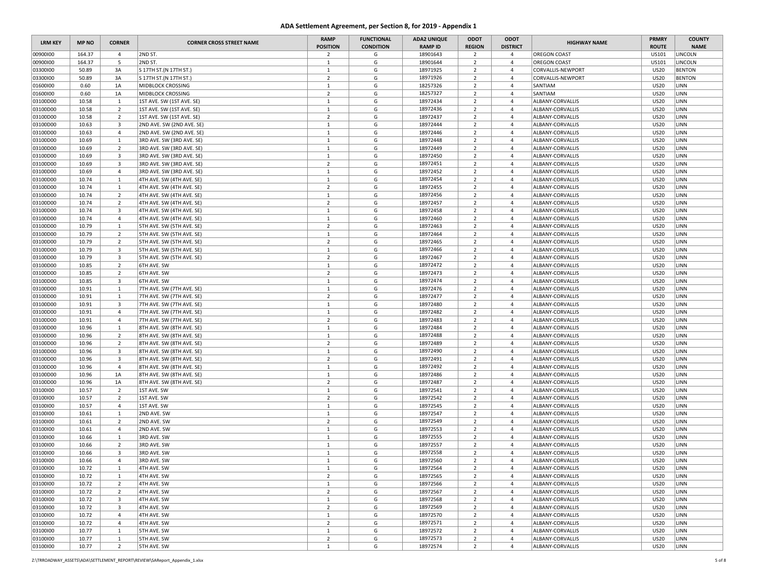# ADA Settlement Agreement, per Section 8, for 2019 - Appendix 1

| LRM KEY | MP NO | CORNER | CORNER CROSS STREET NAME | RAMP POSITION | FUNCTIONAL CONDITION | ADA2 UNIQUE RAMP ID | ODOT REGION | ODOT DISTRICT | HIGHWAY NAME | PRMRY ROUTE | COUNTY NAME |
|---|---|---|---|---|---|---|---|---|---|---|---|
| 00900I00 | 164.37 | 4 | 2ND ST. | 2 | G | 18901643 | 2 | 4 | OREGON COAST | US101 | LINCOLN |
| 00900I00 | 164.37 | 5 | 2ND ST. | 1 | G | 18901644 | 2 | 4 | OREGON COAST | US101 | LINCOLN |
| 03300I00 | 50.89 | 3A | S 17TH ST.(N 17TH ST.) | 1 | G | 18971925 | 2 | 4 | CORVALLIS-NEWPORT | US20 | BENTON |
| 03300I00 | 50.89 | 3A | S 17TH ST.(N 17TH ST.) | 2 | G | 18971926 | 2 | 4 | CORVALLIS-NEWPORT | US20 | BENTON |
| 01600I00 | 0.60 | 1A | MIDBLOCK CROSSING | 1 | G | 18257326 | 2 | 4 | SANTIAM | US20 | LINN |
| 01600I00 | 0.60 | 1A | MIDBLOCK CROSSING | 2 | G | 18257327 | 2 | 4 | SANTIAM | US20 | LINN |
| 03100D00 | 10.58 | 1 | 1ST AVE. SW (1ST AVE. SE) | 1 | G | 18972434 | 2 | 4 | ALBANY-CORVALLIS | US20 | LINN |
| 03100D00 | 10.58 | 2 | 1ST AVE. SW (1ST AVE. SE) | 1 | G | 18972436 | 2 | 4 | ALBANY-CORVALLIS | US20 | LINN |
| 03100D00 | 10.58 | 2 | 1ST AVE. SW (1ST AVE. SE) | 2 | G | 18972437 | 2 | 4 | ALBANY-CORVALLIS | US20 | LINN |
| 03100D00 | 10.63 | 3 | 2ND AVE. SW (2ND AVE. SE) | 1 | G | 18972444 | 2 | 4 | ALBANY-CORVALLIS | US20 | LINN |
| 03100D00 | 10.63 | 4 | 2ND AVE. SW (2ND AVE. SE) | 1 | G | 18972446 | 2 | 4 | ALBANY-CORVALLIS | US20 | LINN |
| 03100D00 | 10.69 | 1 | 3RD AVE. SW (3RD AVE. SE) | 1 | G | 18972448 | 2 | 4 | ALBANY-CORVALLIS | US20 | LINN |
| 03100D00 | 10.69 | 2 | 3RD AVE. SW (3RD AVE. SE) | 1 | G | 18972449 | 2 | 4 | ALBANY-CORVALLIS | US20 | LINN |
| 03100D00 | 10.69 | 3 | 3RD AVE. SW (3RD AVE. SE) | 1 | G | 18972450 | 2 | 4 | ALBANY-CORVALLIS | US20 | LINN |
| 03100D00 | 10.69 | 3 | 3RD AVE. SW (3RD AVE. SE) | 2 | G | 18972451 | 2 | 4 | ALBANY-CORVALLIS | US20 | LINN |
| 03100D00 | 10.69 | 4 | 3RD AVE. SW (3RD AVE. SE) | 1 | G | 18972452 | 2 | 4 | ALBANY-CORVALLIS | US20 | LINN |
| 03100D00 | 10.74 | 1 | 4TH AVE. SW (4TH AVE. SE) | 1 | G | 18972454 | 2 | 4 | ALBANY-CORVALLIS | US20 | LINN |
| 03100D00 | 10.74 | 1 | 4TH AVE. SW (4TH AVE. SE) | 2 | G | 18972455 | 2 | 4 | ALBANY-CORVALLIS | US20 | LINN |
| 03100D00 | 10.74 | 2 | 4TH AVE. SW (4TH AVE. SE) | 1 | G | 18972456 | 2 | 4 | ALBANY-CORVALLIS | US20 | LINN |
| 03100D00 | 10.74 | 2 | 4TH AVE. SW (4TH AVE. SE) | 2 | G | 18972457 | 2 | 4 | ALBANY-CORVALLIS | US20 | LINN |
| 03100D00 | 10.74 | 3 | 4TH AVE. SW (4TH AVE. SE) | 1 | G | 18972458 | 2 | 4 | ALBANY-CORVALLIS | US20 | LINN |
| 03100D00 | 10.74 | 4 | 4TH AVE. SW (4TH AVE. SE) | 1 | G | 18972460 | 2 | 4 | ALBANY-CORVALLIS | US20 | LINN |
| 03100D00 | 10.79 | 1 | 5TH AVE. SW (5TH AVE. SE) | 2 | G | 18972463 | 2 | 4 | ALBANY-CORVALLIS | US20 | LINN |
| 03100D00 | 10.79 | 2 | 5TH AVE. SW (5TH AVE. SE) | 1 | G | 18972464 | 2 | 4 | ALBANY-CORVALLIS | US20 | LINN |
| 03100D00 | 10.79 | 2 | 5TH AVE. SW (5TH AVE. SE) | 2 | G | 18972465 | 2 | 4 | ALBANY-CORVALLIS | US20 | LINN |
| 03100D00 | 10.79 | 3 | 5TH AVE. SW (5TH AVE. SE) | 1 | G | 18972466 | 2 | 4 | ALBANY-CORVALLIS | US20 | LINN |
| 03100D00 | 10.79 | 3 | 5TH AVE. SW (5TH AVE. SE) | 2 | G | 18972467 | 2 | 4 | ALBANY-CORVALLIS | US20 | LINN |
| 03100D00 | 10.85 | 2 | 6TH AVE. SW | 1 | G | 18972472 | 2 | 4 | ALBANY-CORVALLIS | US20 | LINN |
| 03100D00 | 10.85 | 2 | 6TH AVE. SW | 2 | G | 18972473 | 2 | 4 | ALBANY-CORVALLIS | US20 | LINN |
| 03100D00 | 10.85 | 3 | 6TH AVE. SW | 1 | G | 18972474 | 2 | 4 | ALBANY-CORVALLIS | US20 | LINN |
| 03100D00 | 10.91 | 1 | 7TH AVE. SW (7TH AVE. SE) | 1 | G | 18972476 | 2 | 4 | ALBANY-CORVALLIS | US20 | LINN |
| 03100D00 | 10.91 | 1 | 7TH AVE. SW (7TH AVE. SE) | 2 | G | 18972477 | 2 | 4 | ALBANY-CORVALLIS | US20 | LINN |
| 03100D00 | 10.91 | 3 | 7TH AVE. SW (7TH AVE. SE) | 1 | G | 18972480 | 2 | 4 | ALBANY-CORVALLIS | US20 | LINN |
| 03100D00 | 10.91 | 4 | 7TH AVE. SW (7TH AVE. SE) | 1 | G | 18972482 | 2 | 4 | ALBANY-CORVALLIS | US20 | LINN |
| 03100D00 | 10.91 | 4 | 7TH AVE. SW (7TH AVE. SE) | 2 | G | 18972483 | 2 | 4 | ALBANY-CORVALLIS | US20 | LINN |
| 03100D00 | 10.96 | 1 | 8TH AVE. SW (8TH AVE. SE) | 1 | G | 18972484 | 2 | 4 | ALBANY-CORVALLIS | US20 | LINN |
| 03100D00 | 10.96 | 2 | 8TH AVE. SW (8TH AVE. SE) | 1 | G | 18972488 | 2 | 4 | ALBANY-CORVALLIS | US20 | LINN |
| 03100D00 | 10.96 | 2 | 8TH AVE. SW (8TH AVE. SE) | 2 | G | 18972489 | 2 | 4 | ALBANY-CORVALLIS | US20 | LINN |
| 03100D00 | 10.96 | 3 | 8TH AVE. SW (8TH AVE. SE) | 1 | G | 18972490 | 2 | 4 | ALBANY-CORVALLIS | US20 | LINN |
| 03100D00 | 10.96 | 3 | 8TH AVE. SW (8TH AVE. SE) | 2 | G | 18972491 | 2 | 4 | ALBANY-CORVALLIS | US20 | LINN |
| 03100D00 | 10.96 | 4 | 8TH AVE. SW (8TH AVE. SE) | 1 | G | 18972492 | 2 | 4 | ALBANY-CORVALLIS | US20 | LINN |
| 03100D00 | 10.96 | 1A | 8TH AVE. SW (8TH AVE. SE) | 1 | G | 18972486 | 2 | 4 | ALBANY-CORVALLIS | US20 | LINN |
| 03100D00 | 10.96 | 1A | 8TH AVE. SW (8TH AVE. SE) | 2 | G | 18972487 | 2 | 4 | ALBANY-CORVALLIS | US20 | LINN |
| 03100I00 | 10.57 | 2 | 1ST AVE. SW | 1 | G | 18972541 | 2 | 4 | ALBANY-CORVALLIS | US20 | LINN |
| 03100I00 | 10.57 | 2 | 1ST AVE. SW | 2 | G | 18972542 | 2 | 4 | ALBANY-CORVALLIS | US20 | LINN |
| 03100I00 | 10.57 | 4 | 1ST AVE. SW | 1 | G | 18972545 | 2 | 4 | ALBANY-CORVALLIS | US20 | LINN |
| 03100I00 | 10.61 | 1 | 2ND AVE. SW | 1 | G | 18972547 | 2 | 4 | ALBANY-CORVALLIS | US20 | LINN |
| 03100I00 | 10.61 | 2 | 2ND AVE. SW | 2 | G | 18972549 | 2 | 4 | ALBANY-CORVALLIS | US20 | LINN |
| 03100I00 | 10.61 | 4 | 2ND AVE. SW | 1 | G | 18972553 | 2 | 4 | ALBANY-CORVALLIS | US20 | LINN |
| 03100I00 | 10.66 | 1 | 3RD AVE. SW | 1 | G | 18972555 | 2 | 4 | ALBANY-CORVALLIS | US20 | LINN |
| 03100I00 | 10.66 | 2 | 3RD AVE. SW | 1 | G | 18972557 | 2 | 4 | ALBANY-CORVALLIS | US20 | LINN |
| 03100I00 | 10.66 | 3 | 3RD AVE. SW | 1 | G | 18972558 | 2 | 4 | ALBANY-CORVALLIS | US20 | LINN |
| 03100I00 | 10.66 | 4 | 3RD AVE. SW | 1 | G | 18972560 | 2 | 4 | ALBANY-CORVALLIS | US20 | LINN |
| 03100I00 | 10.72 | 1 | 4TH AVE. SW | 1 | G | 18972564 | 2 | 4 | ALBANY-CORVALLIS | US20 | LINN |
| 03100I00 | 10.72 | 1 | 4TH AVE. SW | 2 | G | 18972565 | 2 | 4 | ALBANY-CORVALLIS | US20 | LINN |
| 03100I00 | 10.72 | 2 | 4TH AVE. SW | 1 | G | 18972566 | 2 | 4 | ALBANY-CORVALLIS | US20 | LINN |
| 03100I00 | 10.72 | 2 | 4TH AVE. SW | 2 | G | 18972567 | 2 | 4 | ALBANY-CORVALLIS | US20 | LINN |
| 03100I00 | 10.72 | 3 | 4TH AVE. SW | 1 | G | 18972568 | 2 | 4 | ALBANY-CORVALLIS | US20 | LINN |
| 03100I00 | 10.72 | 3 | 4TH AVE. SW | 2 | G | 18972569 | 2 | 4 | ALBANY-CORVALLIS | US20 | LINN |
| 03100I00 | 10.72 | 4 | 4TH AVE. SW | 1 | G | 18972570 | 2 | 4 | ALBANY-CORVALLIS | US20 | LINN |
| 03100I00 | 10.72 | 4 | 4TH AVE. SW | 2 | G | 18972571 | 2 | 4 | ALBANY-CORVALLIS | US20 | LINN |
| 03100I00 | 10.77 | 1 | 5TH AVE. SW | 1 | G | 18972572 | 2 | 4 | ALBANY-CORVALLIS | US20 | LINN |
| 03100I00 | 10.77 | 1 | 5TH AVE. SW | 2 | G | 18972573 | 2 | 4 | ALBANY-CORVALLIS | US20 | LINN |
| 03100I00 | 10.77 | 2 | 5TH AVE. SW | 1 | G | 18972574 | 2 | 4 | ALBANY-CORVALLIS | US20 | LINN |

Z:\TRROADWAY_ASSETS\ADA\SETTLEMENT_REPORT\REVIEW\SAReport_Appendix_1.xlsx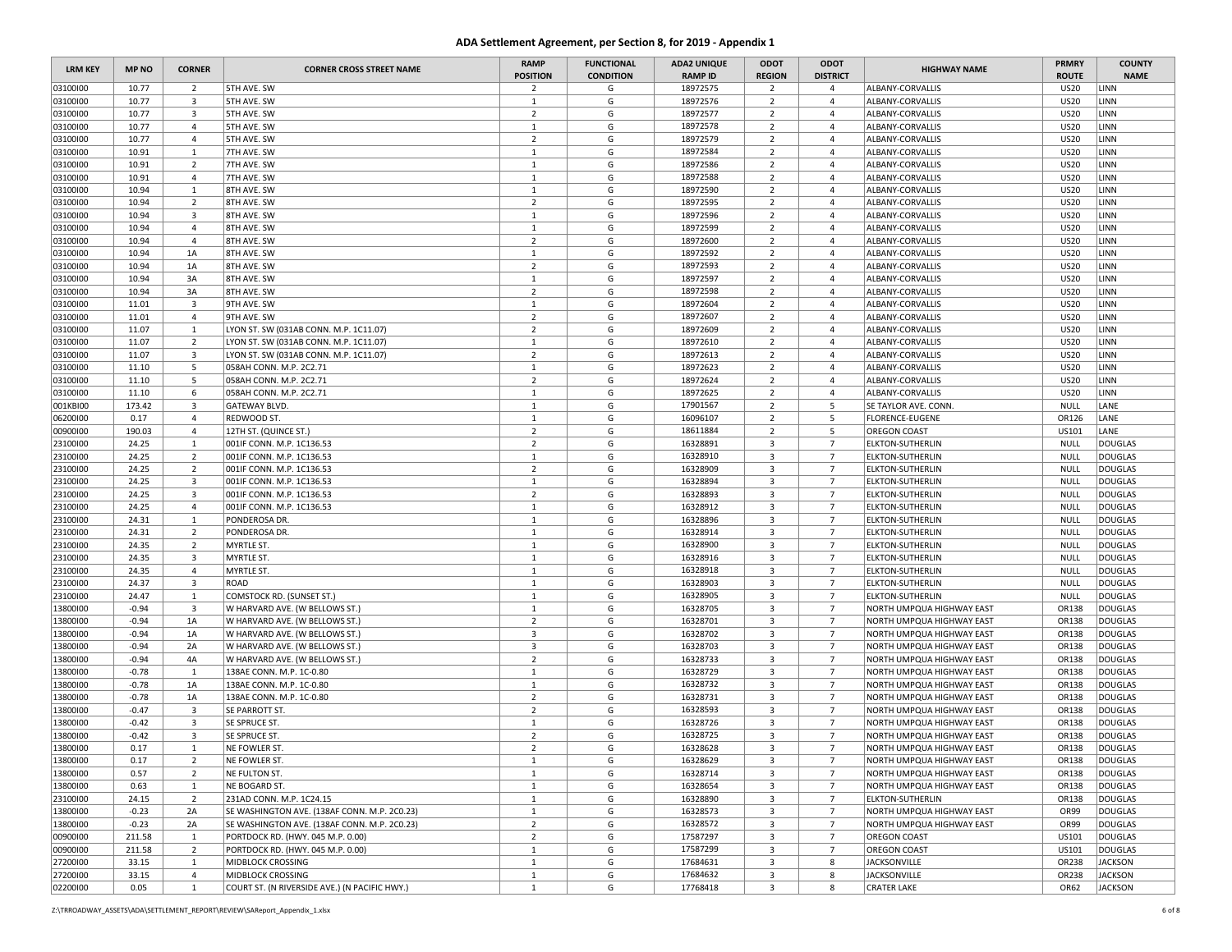# ADA Settlement Agreement, per Section 8, for 2019 - Appendix 1

| LRM KEY | MP NO | CORNER | CORNER CROSS STREET NAME | RAMP POSITION | FUNCTIONAL CONDITION | ADA2 UNIQUE RAMP ID | ODOT REGION | ODOT DISTRICT | HIGHWAY NAME | PRMRY ROUTE | COUNTY NAME |
|---|---|---|---|---|---|---|---|---|---|---|---|
| 03100I00 | 10.77 | 2 | 5TH AVE. SW | 2 | G | 18972575 | 2 | 4 | ALBANY-CORVALLIS | US20 | LINN |
| 03100I00 | 10.77 | 3 | 5TH AVE. SW | 1 | G | 18972576 | 2 | 4 | ALBANY-CORVALLIS | US20 | LINN |
| 03100I00 | 10.77 | 3 | 5TH AVE. SW | 2 | G | 18972577 | 2 | 4 | ALBANY-CORVALLIS | US20 | LINN |
| 03100I00 | 10.77 | 4 | 5TH AVE. SW | 1 | G | 18972578 | 2 | 4 | ALBANY-CORVALLIS | US20 | LINN |
| 03100I00 | 10.77 | 4 | 5TH AVE. SW | 2 | G | 18972579 | 2 | 4 | ALBANY-CORVALLIS | US20 | LINN |
| 03100I00 | 10.91 | 1 | 7TH AVE. SW | 1 | G | 18972584 | 2 | 4 | ALBANY-CORVALLIS | US20 | LINN |
| 03100I00 | 10.91 | 2 | 7TH AVE. SW | 1 | G | 18972586 | 2 | 4 | ALBANY-CORVALLIS | US20 | LINN |
| 03100I00 | 10.91 | 4 | 7TH AVE. SW | 1 | G | 18972588 | 2 | 4 | ALBANY-CORVALLIS | US20 | LINN |
| 03100I00 | 10.94 | 1 | 8TH AVE. SW | 1 | G | 18972590 | 2 | 4 | ALBANY-CORVALLIS | US20 | LINN |
| 03100I00 | 10.94 | 2 | 8TH AVE. SW | 2 | G | 18972595 | 2 | 4 | ALBANY-CORVALLIS | US20 | LINN |
| 03100I00 | 10.94 | 3 | 8TH AVE. SW | 1 | G | 18972596 | 2 | 4 | ALBANY-CORVALLIS | US20 | LINN |
| 03100I00 | 10.94 | 4 | 8TH AVE. SW | 1 | G | 18972599 | 2 | 4 | ALBANY-CORVALLIS | US20 | LINN |
| 03100I00 | 10.94 | 4 | 8TH AVE. SW | 2 | G | 18972600 | 2 | 4 | ALBANY-CORVALLIS | US20 | LINN |
| 03100I00 | 10.94 | 1A | 8TH AVE. SW | 1 | G | 18972592 | 2 | 4 | ALBANY-CORVALLIS | US20 | LINN |
| 03100I00 | 10.94 | 1A | 8TH AVE. SW | 2 | G | 18972593 | 2 | 4 | ALBANY-CORVALLIS | US20 | LINN |
| 03100I00 | 10.94 | 3A | 8TH AVE. SW | 1 | G | 18972597 | 2 | 4 | ALBANY-CORVALLIS | US20 | LINN |
| 03100I00 | 10.94 | 3A | 8TH AVE. SW | 2 | G | 18972598 | 2 | 4 | ALBANY-CORVALLIS | US20 | LINN |
| 03100I00 | 11.01 | 3 | 9TH AVE. SW | 1 | G | 18972604 | 2 | 4 | ALBANY-CORVALLIS | US20 | LINN |
| 03100I00 | 11.01 | 4 | 9TH AVE. SW | 2 | G | 18972607 | 2 | 4 | ALBANY-CORVALLIS | US20 | LINN |
| 03100I00 | 11.07 | 1 | LYON ST. SW (031AB CONN. M.P. 1C11.07) | 2 | G | 18972609 | 2 | 4 | ALBANY-CORVALLIS | US20 | LINN |
| 03100I00 | 11.07 | 2 | LYON ST. SW (031AB CONN. M.P. 1C11.07) | 1 | G | 18972610 | 2 | 4 | ALBANY-CORVALLIS | US20 | LINN |
| 03100I00 | 11.07 | 3 | LYON ST. SW (031AB CONN. M.P. 1C11.07) | 2 | G | 18972613 | 2 | 4 | ALBANY-CORVALLIS | US20 | LINN |
| 03100I00 | 11.10 | 5 | 058AH CONN. M.P. 2C2.71 | 1 | G | 18972623 | 2 | 4 | ALBANY-CORVALLIS | US20 | LINN |
| 03100I00 | 11.10 | 5 | 058AH CONN. M.P. 2C2.71 | 2 | G | 18972624 | 2 | 4 | ALBANY-CORVALLIS | US20 | LINN |
| 03100I00 | 11.10 | 6 | 058AH CONN. M.P. 2C2.71 | 1 | G | 18972625 | 2 | 4 | ALBANY-CORVALLIS | US20 | LINN |
| 001KBI00 | 173.42 | 3 | GATEWAY BLVD. | 1 | G | 17901567 | 2 | 5 | SE TAYLOR AVE. CONN. | NULL | LANE |
| 06200I00 | 0.17 | 4 | REDWOOD ST. | 1 | G | 16096107 | 2 | 5 | FLORENCE-EUGENE | OR126 | LANE |
| 00900I00 | 190.03 | 4 | 12TH ST. (QUINCE ST.) | 2 | G | 18611884 | 2 | 5 | OREGON COAST | US101 | LANE |
| 23100I00 | 24.25 | 1 | 001IF CONN. M.P. 1C136.53 | 2 | G | 16328891 | 3 | 7 | ELKTON-SUTHERLIN | NULL | DOUGLAS |
| 23100I00 | 24.25 | 2 | 001IF CONN. M.P. 1C136.53 | 1 | G | 16328910 | 3 | 7 | ELKTON-SUTHERLIN | NULL | DOUGLAS |
| 23100I00 | 24.25 | 2 | 001IF CONN. M.P. 1C136.53 | 2 | G | 16328909 | 3 | 7 | ELKTON-SUTHERLIN | NULL | DOUGLAS |
| 23100I00 | 24.25 | 3 | 001IF CONN. M.P. 1C136.53 | 1 | G | 16328894 | 3 | 7 | ELKTON-SUTHERLIN | NULL | DOUGLAS |
| 23100I00 | 24.25 | 3 | 001IF CONN. M.P. 1C136.53 | 2 | G | 16328893 | 3 | 7 | ELKTON-SUTHERLIN | NULL | DOUGLAS |
| 23100I00 | 24.25 | 4 | 001IF CONN. M.P. 1C136.53 | 1 | G | 16328912 | 3 | 7 | ELKTON-SUTHERLIN | NULL | DOUGLAS |
| 23100I00 | 24.31 | 1 | PONDEROSA DR. | 1 | G | 16328896 | 3 | 7 | ELKTON-SUTHERLIN | NULL | DOUGLAS |
| 23100I00 | 24.31 | 2 | PONDEROSA DR. | 1 | G | 16328914 | 3 | 7 | ELKTON-SUTHERLIN | NULL | DOUGLAS |
| 23100I00 | 24.35 | 2 | MYRTLE ST. | 1 | G | 16328900 | 3 | 7 | ELKTON-SUTHERLIN | NULL | DOUGLAS |
| 23100I00 | 24.35 | 3 | MYRTLE ST. | 1 | G | 16328916 | 3 | 7 | ELKTON-SUTHERLIN | NULL | DOUGLAS |
| 23100I00 | 24.35 | 4 | MYRTLE ST. | 1 | G | 16328918 | 3 | 7 | ELKTON-SUTHERLIN | NULL | DOUGLAS |
| 23100I00 | 24.37 | 3 | ROAD | 1 | G | 16328903 | 3 | 7 | ELKTON-SUTHERLIN | NULL | DOUGLAS |
| 23100I00 | 24.47 | 1 | COMSTOCK RD. (SUNSET ST.) | 1 | G | 16328905 | 3 | 7 | ELKTON-SUTHERLIN | NULL | DOUGLAS |
| 13800I00 | -0.94 | 3 | W HARVARD AVE. (W BELLOWS ST.) | 1 | G | 16328705 | 3 | 7 | NORTH UMPQUA HIGHWAY EAST | OR138 | DOUGLAS |
| 13800I00 | -0.94 | 1A | W HARVARD AVE. (W BELLOWS ST.) | 2 | G | 16328701 | 3 | 7 | NORTH UMPQUA HIGHWAY EAST | OR138 | DOUGLAS |
| 13800I00 | -0.94 | 1A | W HARVARD AVE. (W BELLOWS ST.) | 3 | G | 16328702 | 3 | 7 | NORTH UMPQUA HIGHWAY EAST | OR138 | DOUGLAS |
| 13800I00 | -0.94 | 2A | W HARVARD AVE. (W BELLOWS ST.) | 3 | G | 16328703 | 3 | 7 | NORTH UMPQUA HIGHWAY EAST | OR138 | DOUGLAS |
| 13800I00 | -0.94 | 4A | W HARVARD AVE. (W BELLOWS ST.) | 2 | G | 16328733 | 3 | 7 | NORTH UMPQUA HIGHWAY EAST | OR138 | DOUGLAS |
| 13800I00 | -0.78 | 1 | 138AE CONN. M.P. 1C-0.80 | 1 | G | 16328729 | 3 | 7 | NORTH UMPQUA HIGHWAY EAST | OR138 | DOUGLAS |
| 13800I00 | -0.78 | 1A | 138AE CONN. M.P. 1C-0.80 | 1 | G | 16328732 | 3 | 7 | NORTH UMPQUA HIGHWAY EAST | OR138 | DOUGLAS |
| 13800I00 | -0.78 | 1A | 138AE CONN. M.P. 1C-0.80 | 2 | G | 16328731 | 3 | 7 | NORTH UMPQUA HIGHWAY EAST | OR138 | DOUGLAS |
| 13800I00 | -0.47 | 3 | SE PARROTT ST. | 2 | G | 16328593 | 3 | 7 | NORTH UMPQUA HIGHWAY EAST | OR138 | DOUGLAS |
| 13800I00 | -0.42 | 3 | SE SPRUCE ST. | 1 | G | 16328726 | 3 | 7 | NORTH UMPQUA HIGHWAY EAST | OR138 | DOUGLAS |
| 13800I00 | -0.42 | 3 | SE SPRUCE ST. | 2 | G | 16328725 | 3 | 7 | NORTH UMPQUA HIGHWAY EAST | OR138 | DOUGLAS |
| 13800I00 | 0.17 | 1 | NE FOWLER ST. | 2 | G | 16328628 | 3 | 7 | NORTH UMPQUA HIGHWAY EAST | OR138 | DOUGLAS |
| 13800I00 | 0.17 | 2 | NE FOWLER ST. | 1 | G | 16328629 | 3 | 7 | NORTH UMPQUA HIGHWAY EAST | OR138 | DOUGLAS |
| 13800I00 | 0.57 | 2 | NE FULTON ST. | 1 | G | 16328714 | 3 | 7 | NORTH UMPQUA HIGHWAY EAST | OR138 | DOUGLAS |
| 13800I00 | 0.63 | 1 | NE BOGARD ST. | 1 | G | 16328654 | 3 | 7 | NORTH UMPQUA HIGHWAY EAST | OR138 | DOUGLAS |
| 23100I00 | 24.15 | 2 | 231AD CONN. M.P. 1C24.15 | 1 | G | 16328890 | 3 | 7 | ELKTON-SUTHERLIN | OR138 | DOUGLAS |
| 13800I00 | -0.23 | 2A | SE WASHINGTON AVE. (138AF CONN. M.P. 2C0.23) | 1 | G | 16328573 | 3 | 7 | NORTH UMPQUA HIGHWAY EAST | OR99 | DOUGLAS |
| 13800I00 | -0.23 | 2A | SE WASHINGTON AVE. (138AF CONN. M.P. 2C0.23) | 2 | G | 16328572 | 3 | 7 | NORTH UMPQUA HIGHWAY EAST | OR99 | DOUGLAS |
| 00900I00 | 211.58 | 1 | PORTDOCK RD. (HWY. 045 M.P. 0.00) | 2 | G | 17587297 | 3 | 7 | OREGON COAST | US101 | DOUGLAS |
| 00900I00 | 211.58 | 2 | PORTDOCK RD. (HWY. 045 M.P. 0.00) | 1 | G | 17587299 | 3 | 7 | OREGON COAST | US101 | DOUGLAS |
| 27200I00 | 33.15 | 1 | MIDBLOCK CROSSING | 1 | G | 17684631 | 3 | 8 | JACKSONVILLE | OR238 | JACKSON |
| 27200I00 | 33.15 | 4 | MIDBLOCK CROSSING | 1 | G | 17684632 | 3 | 8 | JACKSONVILLE | OR238 | JACKSON |
| 02200I00 | 0.05 | 1 | COURT ST. (N RIVERSIDE AVE.) (N PACIFIC HWY.) | 1 | G | 17768418 | 3 | 8 | CRATER LAKE | OR62 | JACKSON |

Z:\TRROADWAY_ASSETS\ADA\SETTLEMENT_REPORT\REVIEW\SAReport_Appendix_1.xlsx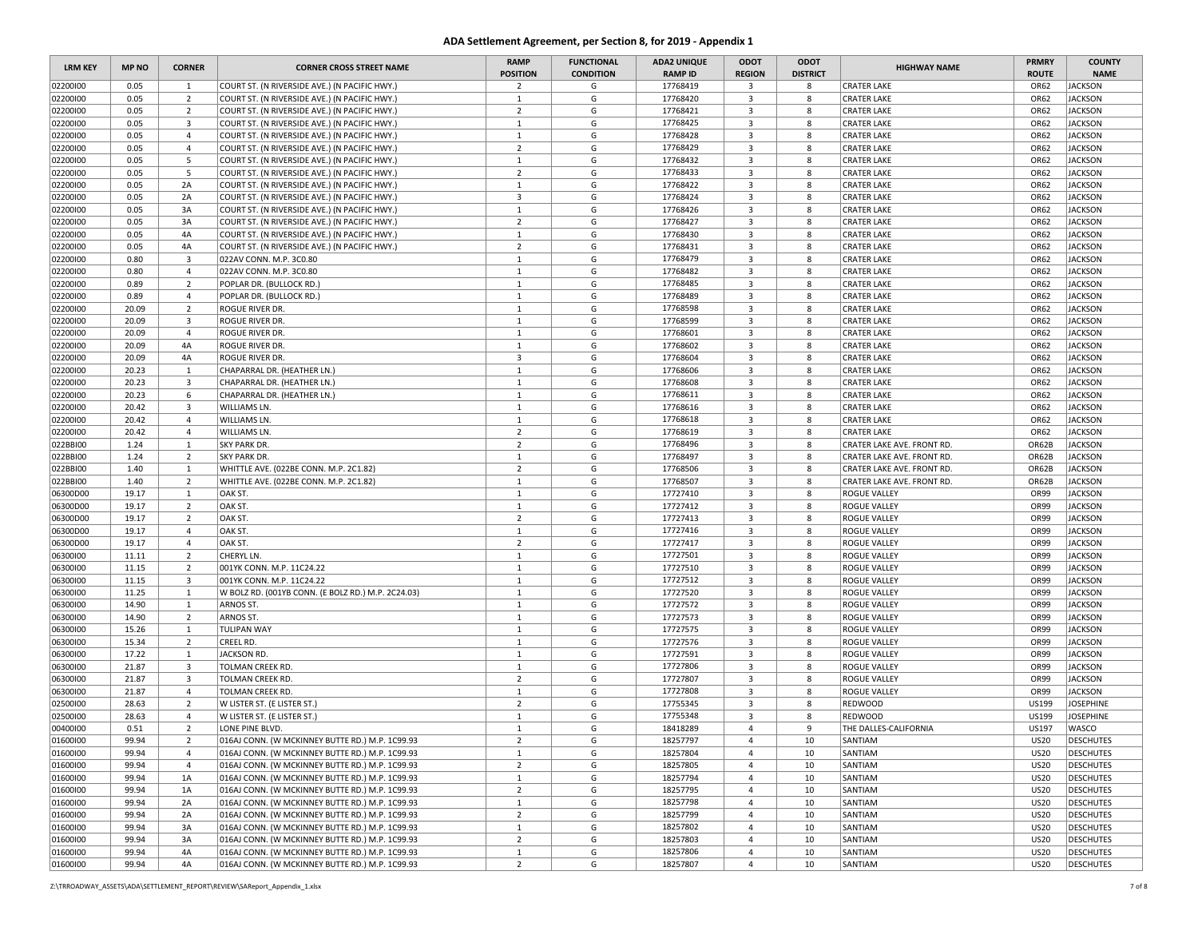# ADA Settlement Agreement, per Section 8, for 2019 - Appendix 1

| LRM KEY | MP NO | CORNER | CORNER CROSS STREET NAME | RAMP POSITION | FUNCTIONAL CONDITION | ADA2 UNIQUE RAMP ID | ODOT REGION | ODOT DISTRICT | HIGHWAY NAME | PRMRY ROUTE | COUNTY NAME |
|---|---|---|---|---|---|---|---|---|---|---|---|
| 02200I00 | 0.05 | 1 | COURT ST. (N RIVERSIDE AVE.) (N PACIFIC HWY.) | 2 | G | 17768419 | 3 | 8 | CRATER LAKE | OR62 | JACKSON |
| 02200I00 | 0.05 | 2 | COURT ST. (N RIVERSIDE AVE.) (N PACIFIC HWY.) | 1 | G | 17768420 | 3 | 8 | CRATER LAKE | OR62 | JACKSON |
| 02200I00 | 0.05 | 2 | COURT ST. (N RIVERSIDE AVE.) (N PACIFIC HWY.) | 2 | G | 17768421 | 3 | 8 | CRATER LAKE | OR62 | JACKSON |
| 02200I00 | 0.05 | 3 | COURT ST. (N RIVERSIDE AVE.) (N PACIFIC HWY.) | 1 | G | 17768425 | 3 | 8 | CRATER LAKE | OR62 | JACKSON |
| 02200I00 | 0.05 | 4 | COURT ST. (N RIVERSIDE AVE.) (N PACIFIC HWY.) | 1 | G | 17768428 | 3 | 8 | CRATER LAKE | OR62 | JACKSON |
| 02200I00 | 0.05 | 4 | COURT ST. (N RIVERSIDE AVE.) (N PACIFIC HWY.) | 2 | G | 17768429 | 3 | 8 | CRATER LAKE | OR62 | JACKSON |
| 02200I00 | 0.05 | 5 | COURT ST. (N RIVERSIDE AVE.) (N PACIFIC HWY.) | 1 | G | 17768432 | 3 | 8 | CRATER LAKE | OR62 | JACKSON |
| 02200I00 | 0.05 | 5 | COURT ST. (N RIVERSIDE AVE.) (N PACIFIC HWY.) | 2 | G | 17768433 | 3 | 8 | CRATER LAKE | OR62 | JACKSON |
| 02200I00 | 0.05 | 2A | COURT ST. (N RIVERSIDE AVE.) (N PACIFIC HWY.) | 1 | G | 17768422 | 3 | 8 | CRATER LAKE | OR62 | JACKSON |
| 02200I00 | 0.05 | 2A | COURT ST. (N RIVERSIDE AVE.) (N PACIFIC HWY.) | 3 | G | 17768424 | 3 | 8 | CRATER LAKE | OR62 | JACKSON |
| 02200I00 | 0.05 | 3A | COURT ST. (N RIVERSIDE AVE.) (N PACIFIC HWY.) | 1 | G | 17768426 | 3 | 8 | CRATER LAKE | OR62 | JACKSON |
| 02200I00 | 0.05 | 3A | COURT ST. (N RIVERSIDE AVE.) (N PACIFIC HWY.) | 2 | G | 17768427 | 3 | 8 | CRATER LAKE | OR62 | JACKSON |
| 02200I00 | 0.05 | 4A | COURT ST. (N RIVERSIDE AVE.) (N PACIFIC HWY.) | 1 | G | 17768430 | 3 | 8 | CRATER LAKE | OR62 | JACKSON |
| 02200I00 | 0.05 | 4A | COURT ST. (N RIVERSIDE AVE.) (N PACIFIC HWY.) | 2 | G | 17768431 | 3 | 8 | CRATER LAKE | OR62 | JACKSON |
| 02200I00 | 0.80 | 3 | 022AV CONN. M.P. 3C0.80 | 1 | G | 17768479 | 3 | 8 | CRATER LAKE | OR62 | JACKSON |
| 02200I00 | 0.80 | 4 | 022AV CONN. M.P. 3C0.80 | 1 | G | 17768482 | 3 | 8 | CRATER LAKE | OR62 | JACKSON |
| 02200I00 | 0.89 | 2 | POPLAR DR. (BULLOCK RD.) | 1 | G | 17768485 | 3 | 8 | CRATER LAKE | OR62 | JACKSON |
| 02200I00 | 0.89 | 4 | POPLAR DR. (BULLOCK RD.) | 1 | G | 17768489 | 3 | 8 | CRATER LAKE | OR62 | JACKSON |
| 02200I00 | 20.09 | 2 | ROGUE RIVER DR. | 1 | G | 17768598 | 3 | 8 | CRATER LAKE | OR62 | JACKSON |
| 02200I00 | 20.09 | 3 | ROGUE RIVER DR. | 1 | G | 17768599 | 3 | 8 | CRATER LAKE | OR62 | JACKSON |
| 02200I00 | 20.09 | 4 | ROGUE RIVER DR. | 1 | G | 17768601 | 3 | 8 | CRATER LAKE | OR62 | JACKSON |
| 02200I00 | 20.09 | 4A | ROGUE RIVER DR. | 1 | G | 17768602 | 3 | 8 | CRATER LAKE | OR62 | JACKSON |
| 02200I00 | 20.09 | 4A | ROGUE RIVER DR. | 3 | G | 17768604 | 3 | 8 | CRATER LAKE | OR62 | JACKSON |
| 02200I00 | 20.23 | 1 | CHAPARRAL DR. (HEATHER LN.) | 1 | G | 17768606 | 3 | 8 | CRATER LAKE | OR62 | JACKSON |
| 02200I00 | 20.23 | 3 | CHAPARRAL DR. (HEATHER LN.) | 1 | G | 17768608 | 3 | 8 | CRATER LAKE | OR62 | JACKSON |
| 02200I00 | 20.23 | 6 | CHAPARRAL DR. (HEATHER LN.) | 1 | G | 17768611 | 3 | 8 | CRATER LAKE | OR62 | JACKSON |
| 02200I00 | 20.42 | 3 | WILLIAMS LN. | 1 | G | 17768616 | 3 | 8 | CRATER LAKE | OR62 | JACKSON |
| 02200I00 | 20.42 | 4 | WILLIAMS LN. | 1 | G | 17768618 | 3 | 8 | CRATER LAKE | OR62 | JACKSON |
| 02200I00 | 20.42 | 4 | WILLIAMS LN. | 2 | G | 17768619 | 3 | 8 | CRATER LAKE | OR62 | JACKSON |
| 022BBI00 | 1.24 | 1 | SKY PARK DR. | 2 | G | 17768496 | 3 | 8 | CRATER LAKE AVE. FRONT RD. | OR62B | JACKSON |
| 022BBI00 | 1.24 | 2 | SKY PARK DR. | 1 | G | 17768497 | 3 | 8 | CRATER LAKE AVE. FRONT RD. | OR62B | JACKSON |
| 022BBI00 | 1.40 | 1 | WHITTLE AVE. (022BE CONN. M.P. 2C1.82) | 2 | G | 17768506 | 3 | 8 | CRATER LAKE AVE. FRONT RD. | OR62B | JACKSON |
| 022BBI00 | 1.40 | 2 | WHITTLE AVE. (022BE CONN. M.P. 2C1.82) | 1 | G | 17768507 | 3 | 8 | CRATER LAKE AVE. FRONT RD. | OR62B | JACKSON |
| 06300D00 | 19.17 | 1 | OAK ST. | 1 | G | 17727410 | 3 | 8 | ROGUE VALLEY | OR99 | JACKSON |
| 06300D00 | 19.17 | 2 | OAK ST. | 1 | G | 17727412 | 3 | 8 | ROGUE VALLEY | OR99 | JACKSON |
| 06300D00 | 19.17 | 2 | OAK ST. | 2 | G | 17727413 | 3 | 8 | ROGUE VALLEY | OR99 | JACKSON |
| 06300D00 | 19.17 | 4 | OAK ST. | 1 | G | 17727416 | 3 | 8 | ROGUE VALLEY | OR99 | JACKSON |
| 06300D00 | 19.17 | 4 | OAK ST. | 2 | G | 17727417 | 3 | 8 | ROGUE VALLEY | OR99 | JACKSON |
| 06300I00 | 11.11 | 2 | CHERYL LN. | 1 | G | 17727501 | 3 | 8 | ROGUE VALLEY | OR99 | JACKSON |
| 06300I00 | 11.15 | 2 | 001YK CONN. M.P. 11C24.22 | 1 | G | 17727510 | 3 | 8 | ROGUE VALLEY | OR99 | JACKSON |
| 06300I00 | 11.15 | 3 | 001YK CONN. M.P. 11C24.22 | 1 | G | 17727512 | 3 | 8 | ROGUE VALLEY | OR99 | JACKSON |
| 06300I00 | 11.25 | 1 | W BOLZ RD. (001YB CONN. (E BOLZ RD.) M.P. 2C24.03) | 1 | G | 17727520 | 3 | 8 | ROGUE VALLEY | OR99 | JACKSON |
| 06300I00 | 14.90 | 1 | ARNOS ST. | 1 | G | 17727572 | 3 | 8 | ROGUE VALLEY | OR99 | JACKSON |
| 06300I00 | 14.90 | 2 | ARNOS ST. | 1 | G | 17727573 | 3 | 8 | ROGUE VALLEY | OR99 | JACKSON |
| 06300I00 | 15.26 | 1 | TULIPAN WAY | 1 | G | 17727575 | 3 | 8 | ROGUE VALLEY | OR99 | JACKSON |
| 06300I00 | 15.34 | 2 | CREEL RD. | 1 | G | 17727576 | 3 | 8 | ROGUE VALLEY | OR99 | JACKSON |
| 06300I00 | 17.22 | 1 | JACKSON RD. | 1 | G | 17727591 | 3 | 8 | ROGUE VALLEY | OR99 | JACKSON |
| 06300I00 | 21.87 | 3 | TOLMAN CREEK RD. | 1 | G | 17727806 | 3 | 8 | ROGUE VALLEY | OR99 | JACKSON |
| 06300I00 | 21.87 | 3 | TOLMAN CREEK RD. | 2 | G | 17727807 | 3 | 8 | ROGUE VALLEY | OR99 | JACKSON |
| 06300I00 | 21.87 | 4 | TOLMAN CREEK RD. | 1 | G | 17727808 | 3 | 8 | ROGUE VALLEY | OR99 | JACKSON |
| 02500I00 | 28.63 | 2 | W LISTER ST. (E LISTER ST.) | 2 | G | 17755345 | 3 | 8 | REDWOOD | US199 | JOSEPHINE |
| 02500I00 | 28.63 | 4 | W LISTER ST. (E LISTER ST.) | 1 | G | 17755348 | 3 | 8 | REDWOOD | US199 | JOSEPHINE |
| 00400I00 | 0.51 | 2 | LONE PINE BLVD. | 1 | G | 18418289 | 4 | 9 | THE DALLES-CALIFORNIA | US197 | WASCO |
| 01600I00 | 99.94 | 2 | 016AJ CONN. (W MCKINNEY BUTTE RD.) M.P. 1C99.93 | 2 | G | 18257797 | 4 | 10 | SANTIAM | US20 | DESCHUTES |
| 01600I00 | 99.94 | 4 | 016AJ CONN. (W MCKINNEY BUTTE RD.) M.P. 1C99.93 | 1 | G | 18257804 | 4 | 10 | SANTIAM | US20 | DESCHUTES |
| 01600I00 | 99.94 | 4 | 016AJ CONN. (W MCKINNEY BUTTE RD.) M.P. 1C99.93 | 2 | G | 18257805 | 4 | 10 | SANTIAM | US20 | DESCHUTES |
| 01600I00 | 99.94 | 1A | 016AJ CONN. (W MCKINNEY BUTTE RD.) M.P. 1C99.93 | 1 | G | 18257794 | 4 | 10 | SANTIAM | US20 | DESCHUTES |
| 01600I00 | 99.94 | 1A | 016AJ CONN. (W MCKINNEY BUTTE RD.) M.P. 1C99.93 | 2 | G | 18257795 | 4 | 10 | SANTIAM | US20 | DESCHUTES |
| 01600I00 | 99.94 | 2A | 016AJ CONN. (W MCKINNEY BUTTE RD.) M.P. 1C99.93 | 1 | G | 18257798 | 4 | 10 | SANTIAM | US20 | DESCHUTES |
| 01600I00 | 99.94 | 2A | 016AJ CONN. (W MCKINNEY BUTTE RD.) M.P. 1C99.93 | 2 | G | 18257799 | 4 | 10 | SANTIAM | US20 | DESCHUTES |
| 01600I00 | 99.94 | 3A | 016AJ CONN. (W MCKINNEY BUTTE RD.) M.P. 1C99.93 | 1 | G | 18257802 | 4 | 10 | SANTIAM | US20 | DESCHUTES |
| 01600I00 | 99.94 | 3A | 016AJ CONN. (W MCKINNEY BUTTE RD.) M.P. 1C99.93 | 2 | G | 18257803 | 4 | 10 | SANTIAM | US20 | DESCHUTES |
| 01600I00 | 99.94 | 4A | 016AJ CONN. (W MCKINNEY BUTTE RD.) M.P. 1C99.93 | 1 | G | 18257806 | 4 | 10 | SANTIAM | US20 | DESCHUTES |
| 01600I00 | 99.94 | 4A | 016AJ CONN. (W MCKINNEY BUTTE RD.) M.P. 1C99.93 | 2 | G | 18257807 | 4 | 10 | SANTIAM | US20 | DESCHUTES |

Z:\TRROADWAY_ASSETS\ADA\SETTLEMENT_REPORT\REVIEW\SAReport_Appendix_1.xlsx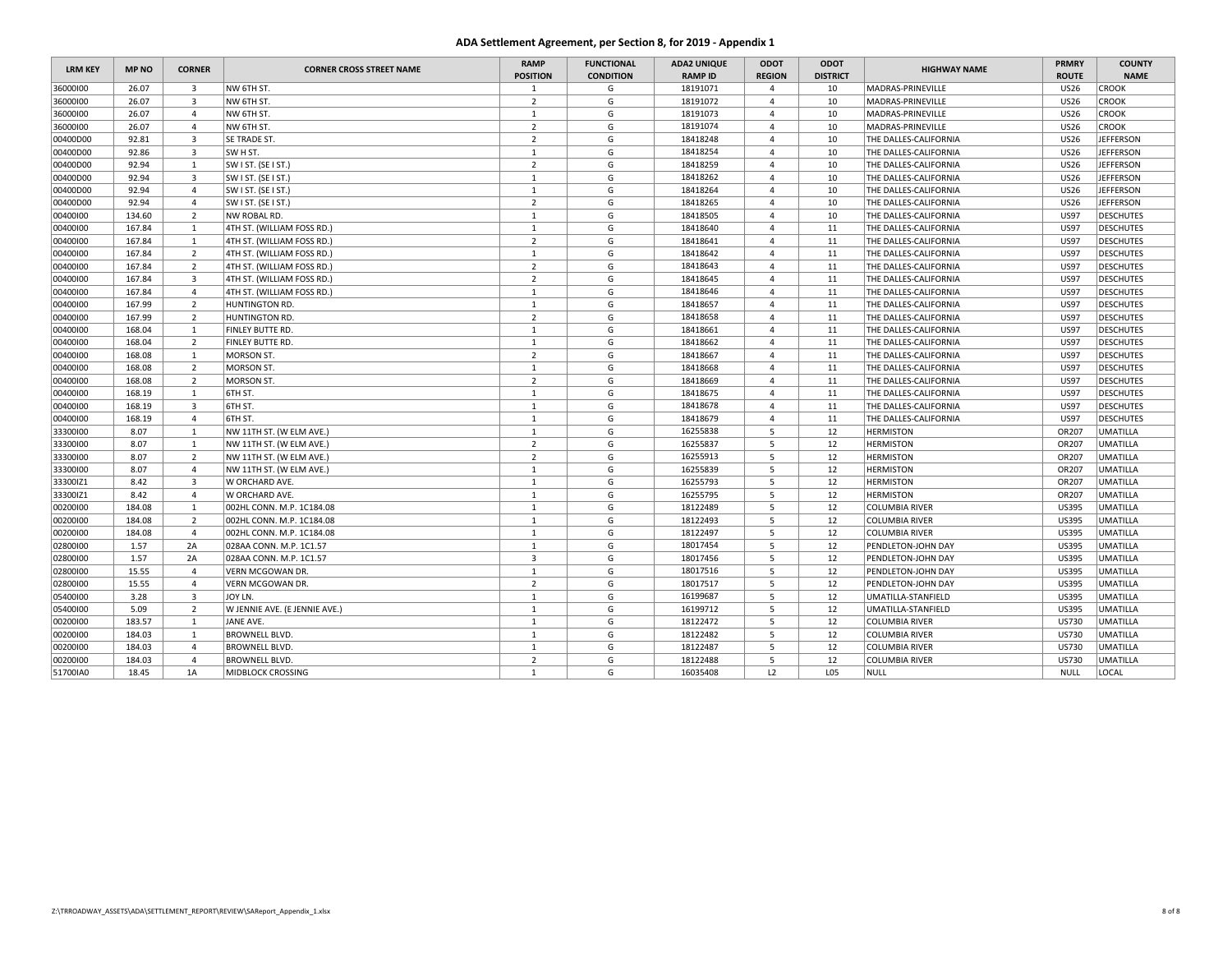## ADA Settlement Agreement, per Section 8, for 2019 - Appendix 1

| LRM KEY | MP NO | CORNER | CORNER CROSS STREET NAME | RAMP POSITION | FUNCTIONAL CONDITION | ADA2 UNIQUE RAMP ID | ODOT REGION | ODOT DISTRICT | HIGHWAY NAME | PRMRY ROUTE | COUNTY NAME |
|---|---|---|---|---|---|---|---|---|---|---|---|
| 03600I00 | 26.07 | 3 | NW 6TH ST. | 1 | G | 18191071 | 4 | 10 | MADRAS-PRINEVILLE | US26 | CROOK |
| 03600I00 | 26.07 | 3 | NW 6TH ST. | 2 | G | 18191072 | 4 | 10 | MADRAS-PRINEVILLE | US26 | CROOK |
| 03600I00 | 26.07 | 4 | NW 6TH ST. | 1 | G | 18191073 | 4 | 10 | MADRAS-PRINEVILLE | US26 | CROOK |
| 03600I00 | 26.07 | 4 | NW 6TH ST. | 2 | G | 18191074 | 4 | 10 | MADRAS-PRINEVILLE | US26 | CROOK |
| 00400D00 | 92.81 | 3 | SE TRADE ST. | 2 | G | 18418248 | 4 | 10 | THE DALLES-CALIFORNIA | US26 | JEFFERSON |
| 00400D00 | 92.86 | 3 | SW H ST. | 1 | G | 18418254 | 4 | 10 | THE DALLES-CALIFORNIA | US26 | JEFFERSON |
| 00400D00 | 92.94 | 1 | SW I ST. (SE I ST.) | 2 | G | 18418259 | 4 | 10 | THE DALLES-CALIFORNIA | US26 | JEFFERSON |
| 00400D00 | 92.94 | 3 | SW I ST. (SE I ST.) | 1 | G | 18418262 | 4 | 10 | THE DALLES-CALIFORNIA | US26 | JEFFERSON |
| 00400D00 | 92.94 | 4 | SW I ST. (SE I ST.) | 1 | G | 18418264 | 4 | 10 | THE DALLES-CALIFORNIA | US26 | JEFFERSON |
| 00400D00 | 92.94 | 4 | SW I ST. (SE I ST.) | 2 | G | 18418265 | 4 | 10 | THE DALLES-CALIFORNIA | US26 | JEFFERSON |
| 00400I00 | 134.60 | 2 | NW ROBAL RD. | 1 | G | 18418505 | 4 | 10 | THE DALLES-CALIFORNIA | US97 | DESCHUTES |
| 00400I00 | 167.84 | 1 | 4TH ST. (WILLIAM FOSS RD.) | 1 | G | 18418640 | 4 | 11 | THE DALLES-CALIFORNIA | US97 | DESCHUTES |
| 00400I00 | 167.84 | 1 | 4TH ST. (WILLIAM FOSS RD.) | 2 | G | 18418641 | 4 | 11 | THE DALLES-CALIFORNIA | US97 | DESCHUTES |
| 00400I00 | 167.84 | 2 | 4TH ST. (WILLIAM FOSS RD.) | 1 | G | 18418642 | 4 | 11 | THE DALLES-CALIFORNIA | US97 | DESCHUTES |
| 00400I00 | 167.84 | 2 | 4TH ST. (WILLIAM FOSS RD.) | 2 | G | 18418643 | 4 | 11 | THE DALLES-CALIFORNIA | US97 | DESCHUTES |
| 00400I00 | 167.84 | 3 | 4TH ST. (WILLIAM FOSS RD.) | 2 | G | 18418645 | 4 | 11 | THE DALLES-CALIFORNIA | US97 | DESCHUTES |
| 00400I00 | 167.84 | 4 | 4TH ST. (WILLIAM FOSS RD.) | 1 | G | 18418646 | 4 | 11 | THE DALLES-CALIFORNIA | US97 | DESCHUTES |
| 00400I00 | 167.99 | 2 | HUNTINGTON RD. | 1 | G | 18418657 | 4 | 11 | THE DALLES-CALIFORNIA | US97 | DESCHUTES |
| 00400I00 | 167.99 | 2 | HUNTINGTON RD. | 2 | G | 18418658 | 4 | 11 | THE DALLES-CALIFORNIA | US97 | DESCHUTES |
| 00400I00 | 168.04 | 1 | FINLEY BUTTE RD. | 1 | G | 18418661 | 4 | 11 | THE DALLES-CALIFORNIA | US97 | DESCHUTES |
| 00400I00 | 168.04 | 2 | FINLEY BUTTE RD. | 1 | G | 18418662 | 4 | 11 | THE DALLES-CALIFORNIA | US97 | DESCHUTES |
| 00400I00 | 168.08 | 1 | MORSON ST. | 2 | G | 18418667 | 4 | 11 | THE DALLES-CALIFORNIA | US97 | DESCHUTES |
| 00400I00 | 168.08 | 2 | MORSON ST. | 1 | G | 18418668 | 4 | 11 | THE DALLES-CALIFORNIA | US97 | DESCHUTES |
| 00400I00 | 168.08 | 2 | MORSON ST. | 2 | G | 18418669 | 4 | 11 | THE DALLES-CALIFORNIA | US97 | DESCHUTES |
| 00400I00 | 168.19 | 1 | 6TH ST. | 1 | G | 18418675 | 4 | 11 | THE DALLES-CALIFORNIA | US97 | DESCHUTES |
| 00400I00 | 168.19 | 3 | 6TH ST. | 1 | G | 18418678 | 4 | 11 | THE DALLES-CALIFORNIA | US97 | DESCHUTES |
| 00400I00 | 168.19 | 4 | 6TH ST. | 1 | G | 18418679 | 4 | 11 | THE DALLES-CALIFORNIA | US97 | DESCHUTES |
| 33300I00 | 8.07 | 1 | NW 11TH ST. (W ELM AVE.) | 1 | G | 16255838 | 5 | 12 | HERMISTON | OR207 | UMATILLA |
| 33300I00 | 8.07 | 1 | NW 11TH ST. (W ELM AVE.) | 2 | G | 16255837 | 5 | 12 | HERMISTON | OR207 | UMATILLA |
| 33300I00 | 8.07 | 2 | NW 11TH ST. (W ELM AVE.) | 2 | G | 16255913 | 5 | 12 | HERMISTON | OR207 | UMATILLA |
| 33300I00 | 8.07 | 4 | NW 11TH ST. (W ELM AVE.) | 1 | G | 16255839 | 5 | 12 | HERMISTON | OR207 | UMATILLA |
| 33300IZ1 | 8.42 | 3 | W ORCHARD AVE. | 1 | G | 16255793 | 5 | 12 | HERMISTON | OR207 | UMATILLA |
| 33300IZ1 | 8.42 | 4 | W ORCHARD AVE. | 1 | G | 16255795 | 5 | 12 | HERMISTON | OR207 | UMATILLA |
| 00200I00 | 184.08 | 1 | 002HL CONN. M.P. 1C184.08 | 1 | G | 18122489 | 5 | 12 | COLUMBIA RIVER | US395 | UMATILLA |
| 00200I00 | 184.08 | 2 | 002HL CONN. M.P. 1C184.08 | 1 | G | 18122493 | 5 | 12 | COLUMBIA RIVER | US395 | UMATILLA |
| 00200I00 | 184.08 | 4 | 002HL CONN. M.P. 1C184.08 | 1 | G | 18122497 | 5 | 12 | COLUMBIA RIVER | US395 | UMATILLA |
| 02800I00 | 1.57 | 2A | 028AA CONN. M.P. 1C1.57 | 1 | G | 18017454 | 5 | 12 | PENDLETON-JOHN DAY | US395 | UMATILLA |
| 02800I00 | 1.57 | 2A | 028AA CONN. M.P. 1C1.57 | 3 | G | 18017456 | 5 | 12 | PENDLETON-JOHN DAY | US395 | UMATILLA |
| 02800I00 | 15.55 | 4 | VERN MCGOWAN DR. | 1 | G | 18017516 | 5 | 12 | PENDLETON-JOHN DAY | US395 | UMATILLA |
| 02800I00 | 15.55 | 4 | VERN MCGOWAN DR. | 2 | G | 18017517 | 5 | 12 | PENDLETON-JOHN DAY | US395 | UMATILLA |
| 05400I00 | 3.28 | 3 | JOY LN. | 1 | G | 16199687 | 5 | 12 | UMATILLA-STANFIELD | US395 | UMATILLA |
| 05400I00 | 5.09 | 2 | W JENNIE AVE. (E JENNIE AVE.) | 1 | G | 16199712 | 5 | 12 | UMATILLA-STANFIELD | US395 | UMATILLA |
| 00200I00 | 183.57 | 1 | JANE AVE. | 1 | G | 18122472 | 5 | 12 | COLUMBIA RIVER | US730 | UMATILLA |
| 00200I00 | 184.03 | 1 | BROWNELL BLVD. | 1 | G | 18122482 | 5 | 12 | COLUMBIA RIVER | US730 | UMATILLA |
| 00200I00 | 184.03 | 4 | BROWNELL BLVD. | 1 | G | 18122487 | 5 | 12 | COLUMBIA RIVER | US730 | UMATILLA |
| 00200I00 | 184.03 | 4 | BROWNELL BLVD. | 2 | G | 18122488 | 5 | 12 | COLUMBIA RIVER | US730 | UMATILLA |
| 51700IA0 | 18.45 | 1A | MIDBLOCK CROSSING | 1 | G | 16035408 | L2 | L05 | NULL | NULL | LOCAL |

Z:\TRROADWAY_ASSETS\ADA\SETTLEMENT_REPORT\REVIEW\SAReport_Appendix_1.xlsx